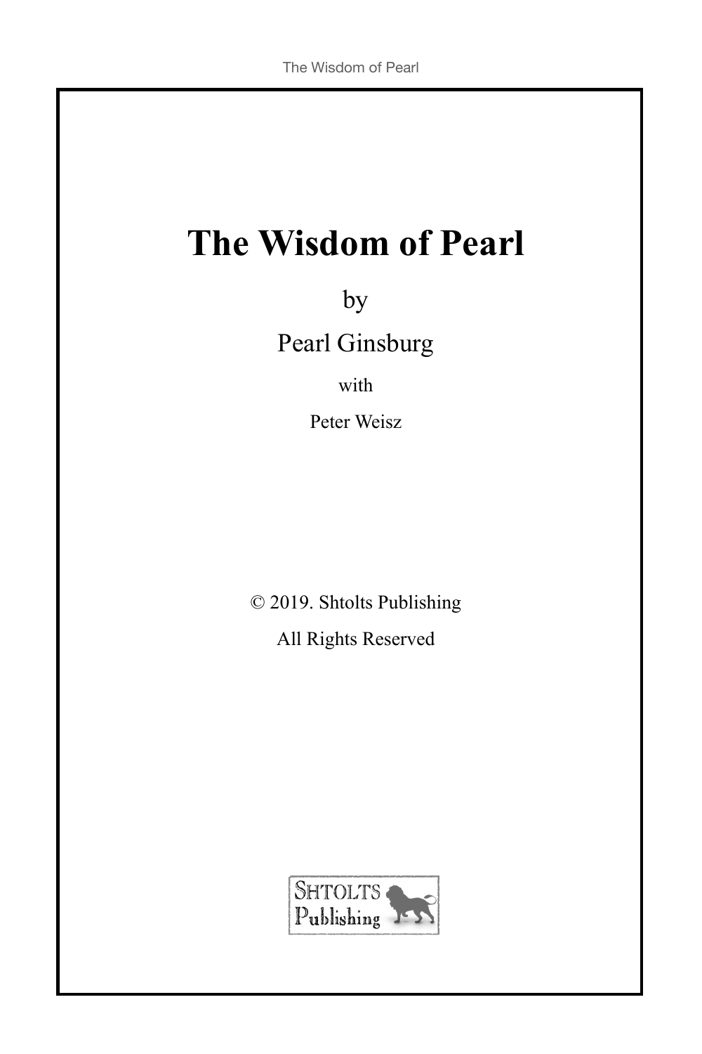# The Wisdom of Pearl

by

Pearl Ginsburg

with

Peter Weisz

© 2019. Shtolts Publishing

All Rights Reserved

Shtolts Publishing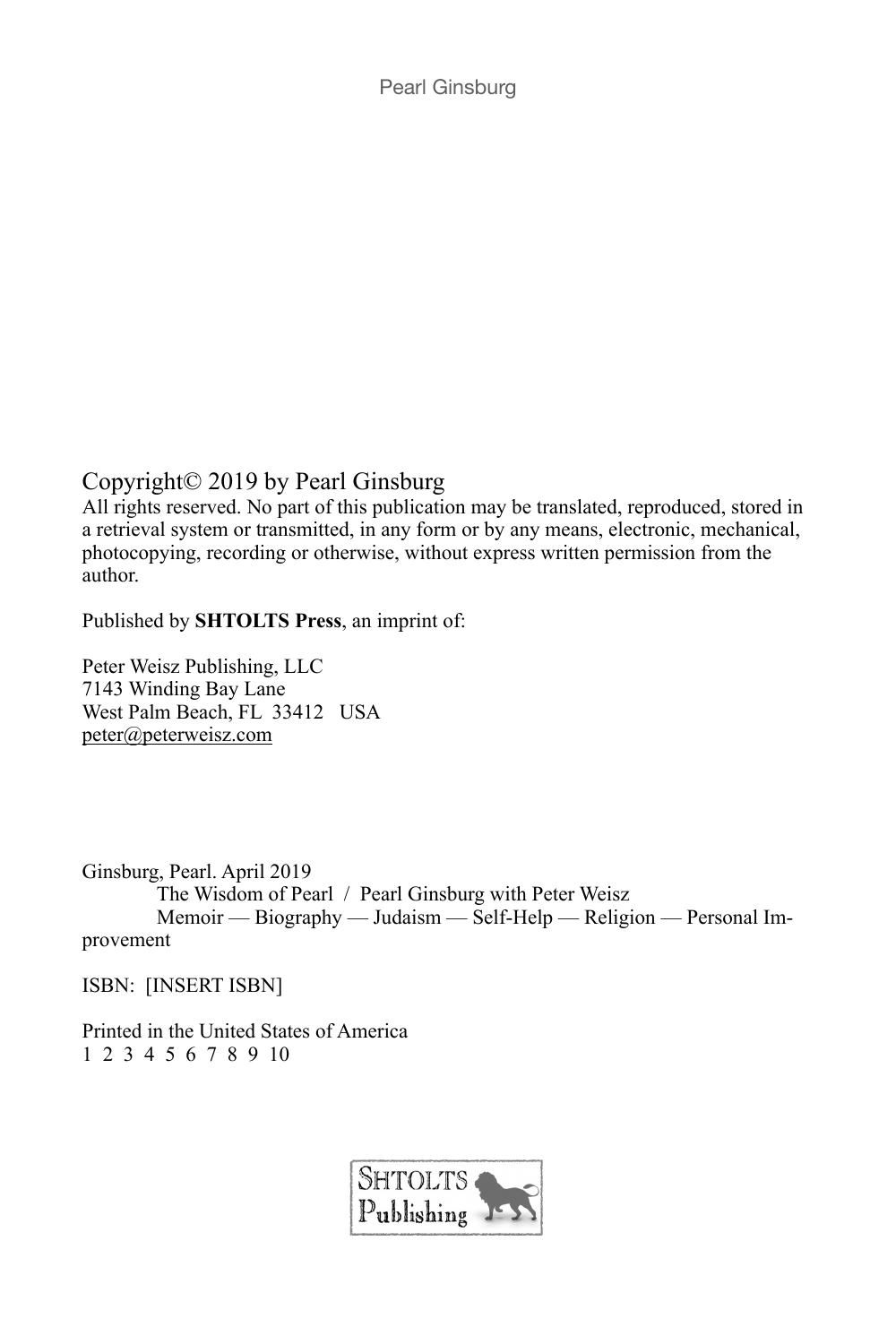Copyright© 2019 by Pearl Ginsburg

All rights reserved. No part of this publication may be translated, reproduced, stored in a retrieval system or transmitted, in any form or by any means, electronic, mechanical, photocopying, recording or otherwise, without express written permission from the author.

Published by **SHTOLTS Press**, an imprint of:

Peter Weisz Publishing, LLC
7143 Winding Bay Lane
West Palm Beach, FL 33412 USA
peter@peterweisz.com

Ginsburg, Pearl. April 2019
The Wisdom of Pearl / Pearl Ginsburg with Peter Weisz
Memoir — Biography — Judaism — Self-Help — Religion — Personal Improvement

ISBN: [INSERT ISBN]

Printed in the United States of America
1 2 3 4 5 6 7 8 9 10

SHTOLTS Publishing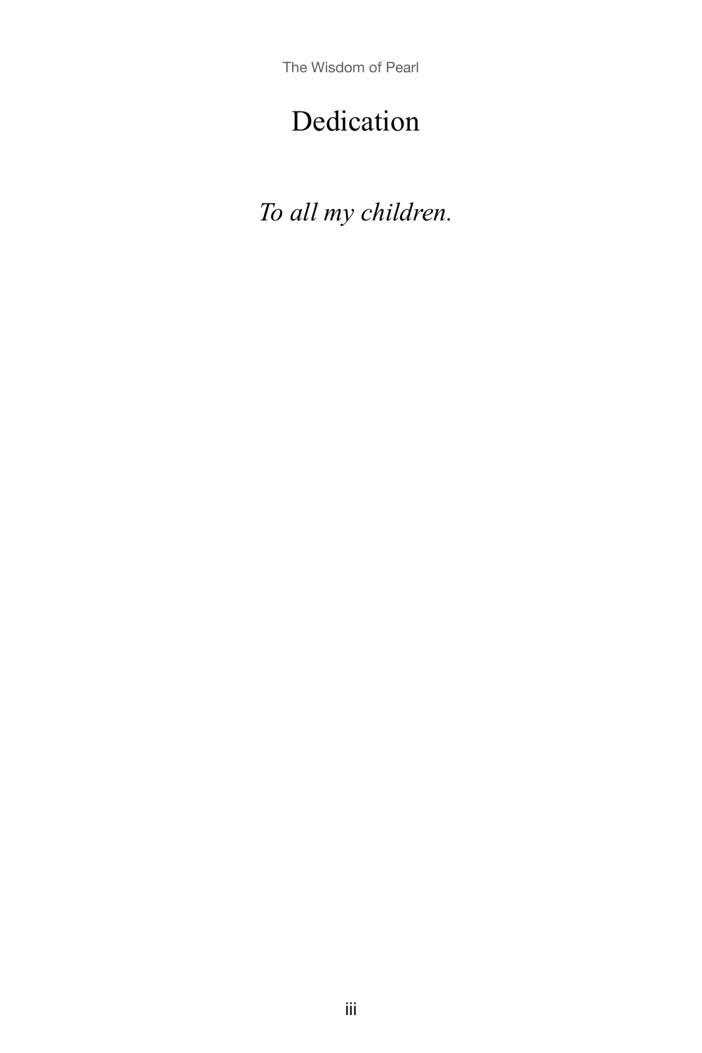# Dedication

*To all my children.*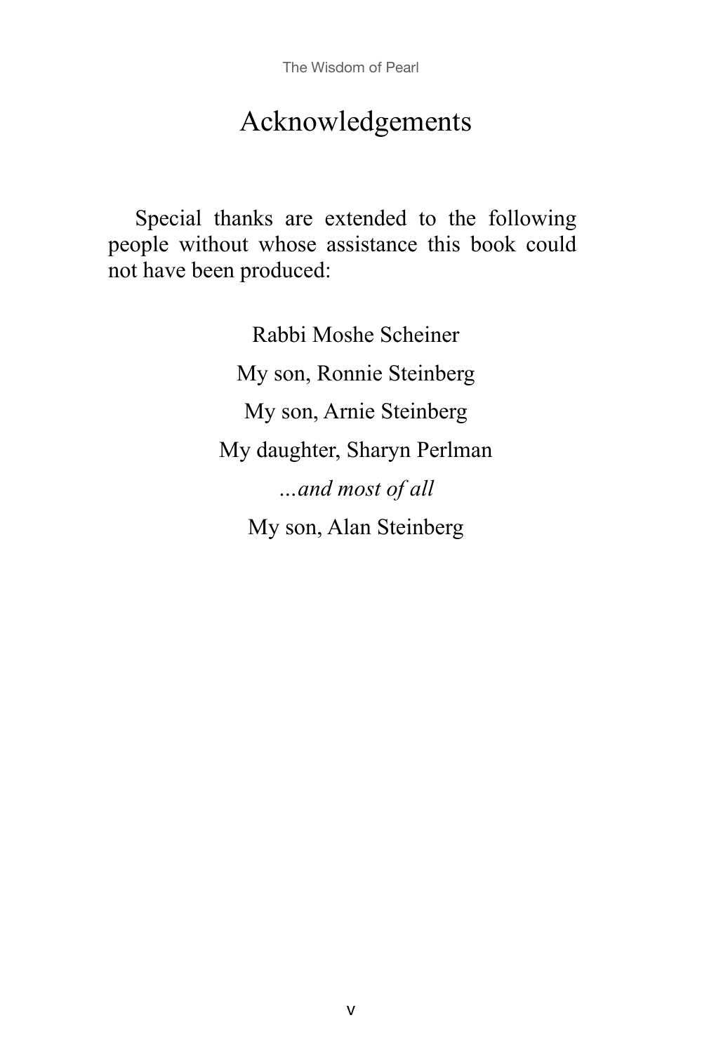# Acknowledgements

Special thanks are extended to the following people without whose assistance this book could not have been produced:

Rabbi Moshe Scheiner

My son, Ronnie Steinberg

My son, Arnie Steinberg

My daughter, Sharyn Perlman

*...and most of all*

My son, Alan Steinberg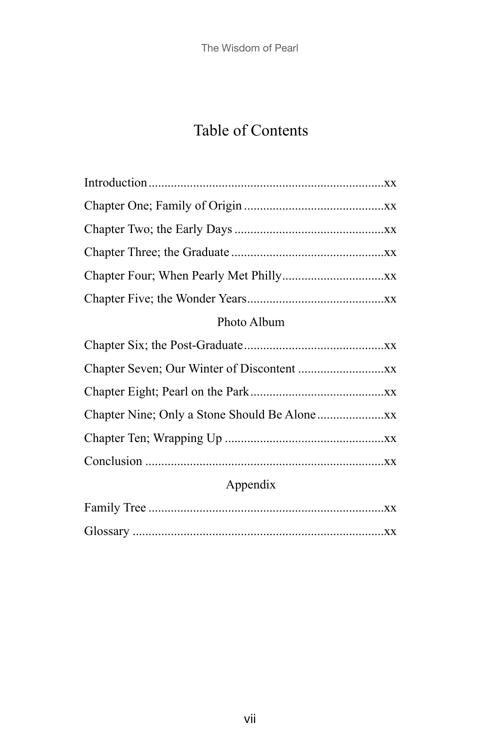# Table of Contents

Introduction ........................................................................ xx

Chapter One; Family of Origin ........................................... xx

Chapter Two; the Early Days .............................................. xx

Chapter Three; the Graduate ............................................... xx

Chapter Four; When Pearly Met Philly ............................... xx

Chapter Five; the Wonder Years .......................................... xx

Photo Album

Chapter Six; the Post-Graduate ........................................... xx

Chapter Seven; Our Winter of Discontent .......................... xx

Chapter Eight; Pearl on the Park ......................................... xx

Chapter Nine; Only a Stone Should Be Alone .................... xx

Chapter Ten; Wrapping Up ................................................. xx

Conclusion ......................................................................... xx

Appendix

Family Tree ........................................................................ xx

Glossary ............................................................................. xx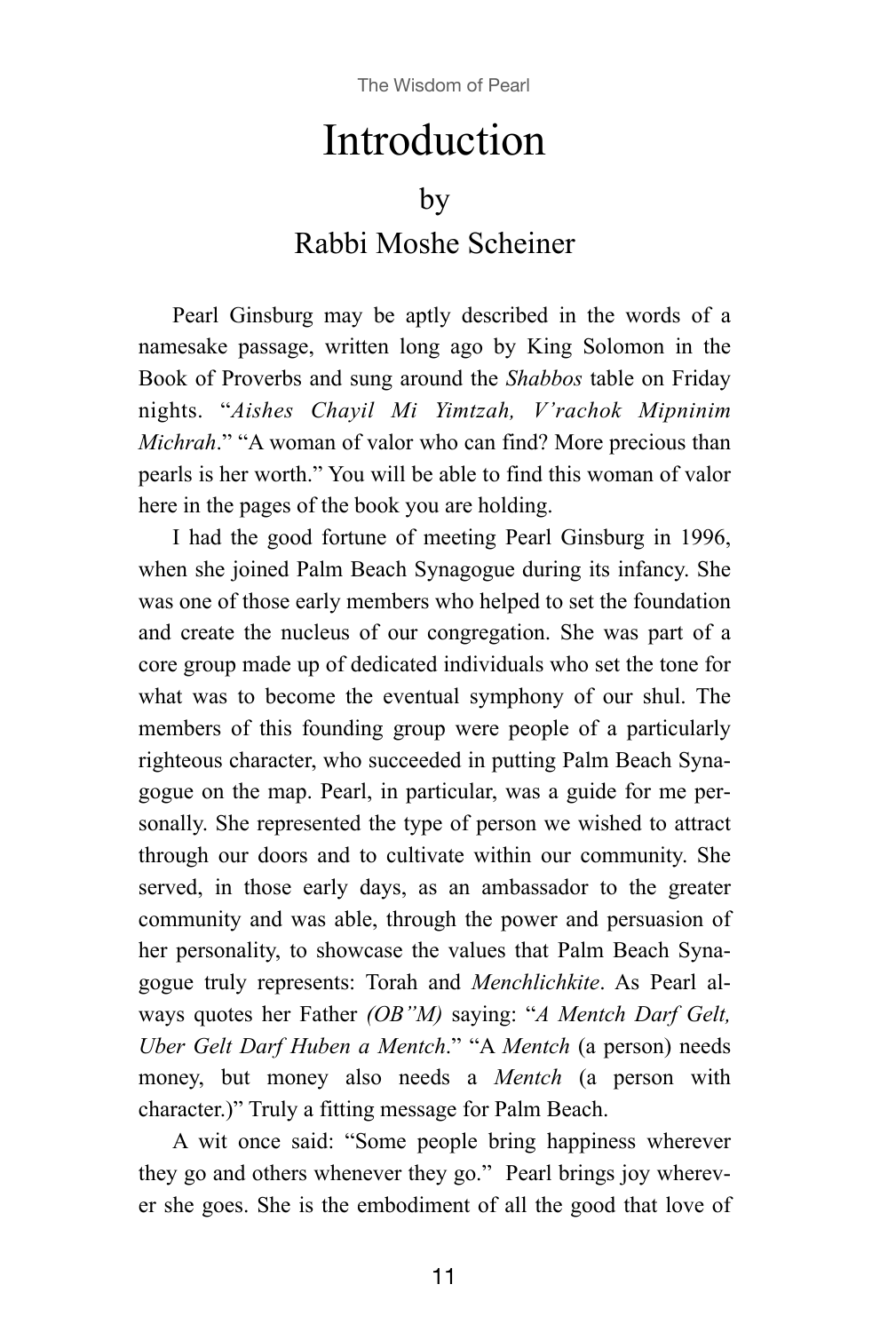# Introduction

## by
## Rabbi Moshe Scheiner

Pearl Ginsburg may be aptly described in the words of a namesake passage, written long ago by King Solomon in the Book of Proverbs and sung around the *Shabbos* table on Friday nights. "*Aishes Chayil Mi Yimtzah, V'rachok Mipninim Michrah*." "A woman of valor who can find? More precious than pearls is her worth." You will be able to find this woman of valor here in the pages of the book you are holding.

I had the good fortune of meeting Pearl Ginsburg in 1996, when she joined Palm Beach Synagogue during its infancy. She was one of those early members who helped to set the foundation and create the nucleus of our congregation. She was part of a core group made up of dedicated individuals who set the tone for what was to become the eventual symphony of our shul. The members of this founding group were people of a particularly righteous character, who succeeded in putting Palm Beach Synagogue on the map. Pearl, in particular, was a guide for me personally. She represented the type of person we wished to attract through our doors and to cultivate within our community. She served, in those early days, as an ambassador to the greater community and was able, through the power and persuasion of her personality, to showcase the values that Palm Beach Synagogue truly represents: Torah and *Menchlichkite*. As Pearl always quotes her Father *(OB"M)* saying: "*A Mentch Darf Gelt, Uber Gelt Darf Huben a Mentch*." "A *Mentch* (a person) needs money, but money also needs a *Mentch* (a person with character.)" Truly a fitting message for Palm Beach.

A wit once said: "Some people bring happiness wherever they go and others whenever they go." Pearl brings joy wherever she goes. She is the embodiment of all the good that love of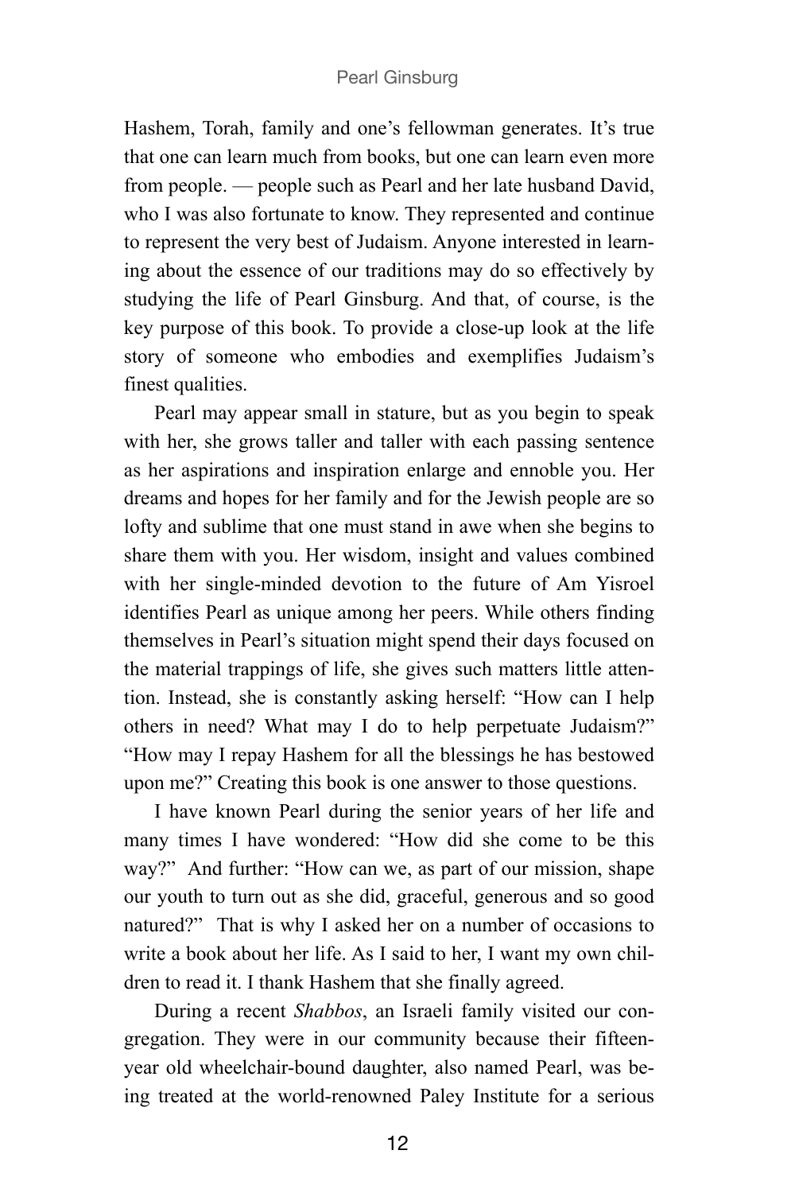Hashem, Torah, family and one's fellowman generates. It's true that one can learn much from books, but one can learn even more from people. — people such as Pearl and her late husband David, who I was also fortunate to know. They represented and continue to represent the very best of Judaism. Anyone interested in learning about the essence of our traditions may do so effectively by studying the life of Pearl Ginsburg. And that, of course, is the key purpose of this book. To provide a close-up look at the life story of someone who embodies and exemplifies Judaism's finest qualities.

Pearl may appear small in stature, but as you begin to speak with her, she grows taller and taller with each passing sentence as her aspirations and inspiration enlarge and ennoble you. Her dreams and hopes for her family and for the Jewish people are so lofty and sublime that one must stand in awe when she begins to share them with you. Her wisdom, insight and values combined with her single-minded devotion to the future of Am Yisroel identifies Pearl as unique among her peers. While others finding themselves in Pearl's situation might spend their days focused on the material trappings of life, she gives such matters little attention. Instead, she is constantly asking herself: "How can I help others in need? What may I do to help perpetuate Judaism?" "How may I repay Hashem for all the blessings he has bestowed upon me?" Creating this book is one answer to those questions.

I have known Pearl during the senior years of her life and many times I have wondered: "How did she come to be this way?" And further: "How can we, as part of our mission, shape our youth to turn out as she did, graceful, generous and so good natured?" That is why I asked her on a number of occasions to write a book about her life. As I said to her, I want my own children to read it. I thank Hashem that she finally agreed.

During a recent *Shabbos*, an Israeli family visited our congregation. They were in our community because their fifteen-year old wheelchair-bound daughter, also named Pearl, was being treated at the world-renowned Paley Institute for a serious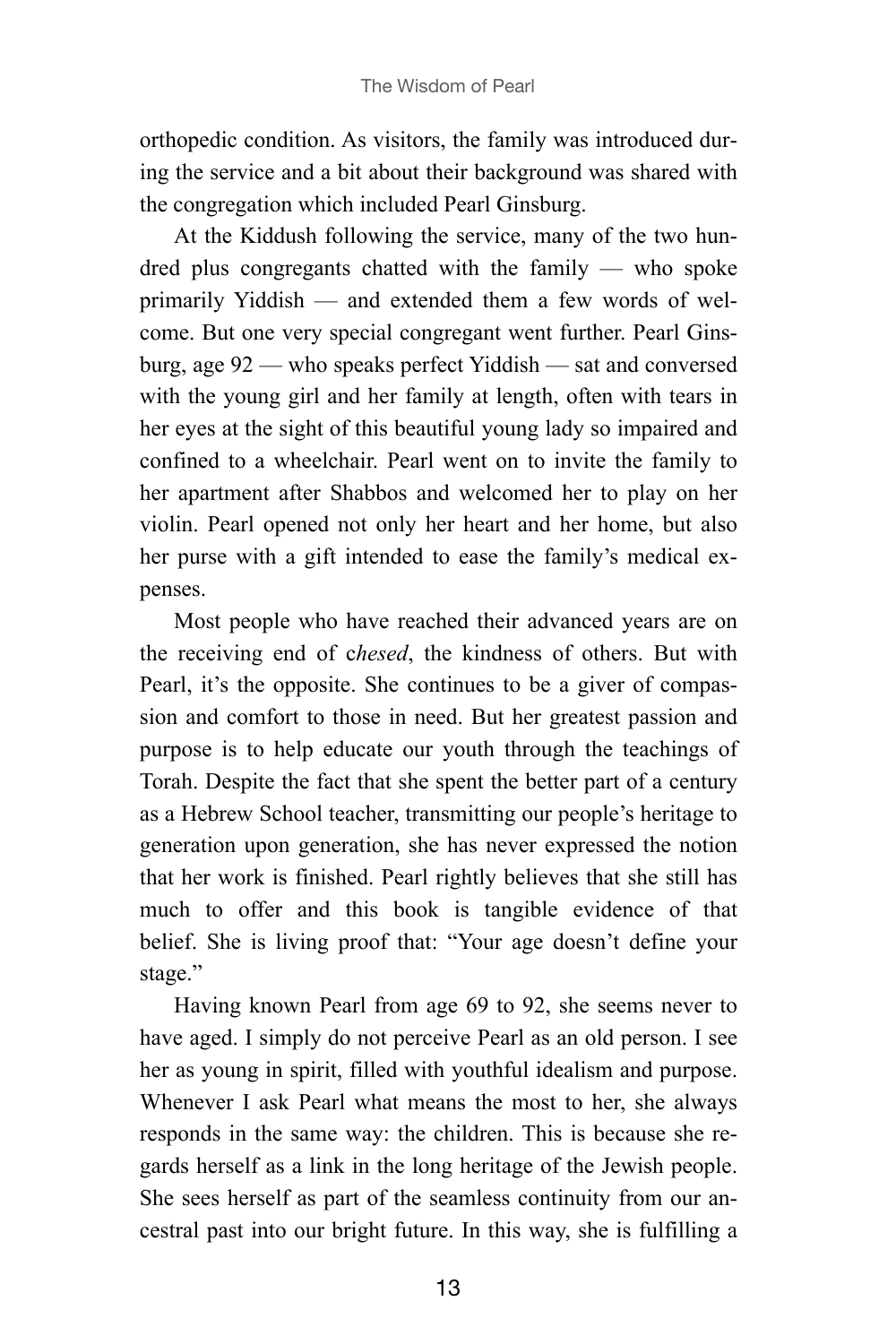orthopedic condition. As visitors, the family was introduced during the service and a bit about their background was shared with the congregation which included Pearl Ginsburg.

At the Kiddush following the service, many of the two hundred plus congregants chatted with the family — who spoke primarily Yiddish — and extended them a few words of welcome. But one very special congregant went further. Pearl Ginsburg, age 92 — who speaks perfect Yiddish — sat and conversed with the young girl and her family at length, often with tears in her eyes at the sight of this beautiful young lady so impaired and confined to a wheelchair. Pearl went on to invite the family to her apartment after Shabbos and welcomed her to play on her violin. Pearl opened not only her heart and her home, but also her purse with a gift intended to ease the family's medical expenses.

Most people who have reached their advanced years are on the receiving end of c*hesed*, the kindness of others. But with Pearl, it's the opposite. She continues to be a giver of compassion and comfort to those in need. But her greatest passion and purpose is to help educate our youth through the teachings of Torah. Despite the fact that she spent the better part of a century as a Hebrew School teacher, transmitting our people's heritage to generation upon generation, she has never expressed the notion that her work is finished. Pearl rightly believes that she still has much to offer and this book is tangible evidence of that belief. She is living proof that: "Your age doesn't define your stage."

Having known Pearl from age 69 to 92, she seems never to have aged. I simply do not perceive Pearl as an old person. I see her as young in spirit, filled with youthful idealism and purpose. Whenever I ask Pearl what means the most to her, she always responds in the same way: the children. This is because she regards herself as a link in the long heritage of the Jewish people. She sees herself as part of the seamless continuity from our ancestral past into our bright future. In this way, she is fulfilling a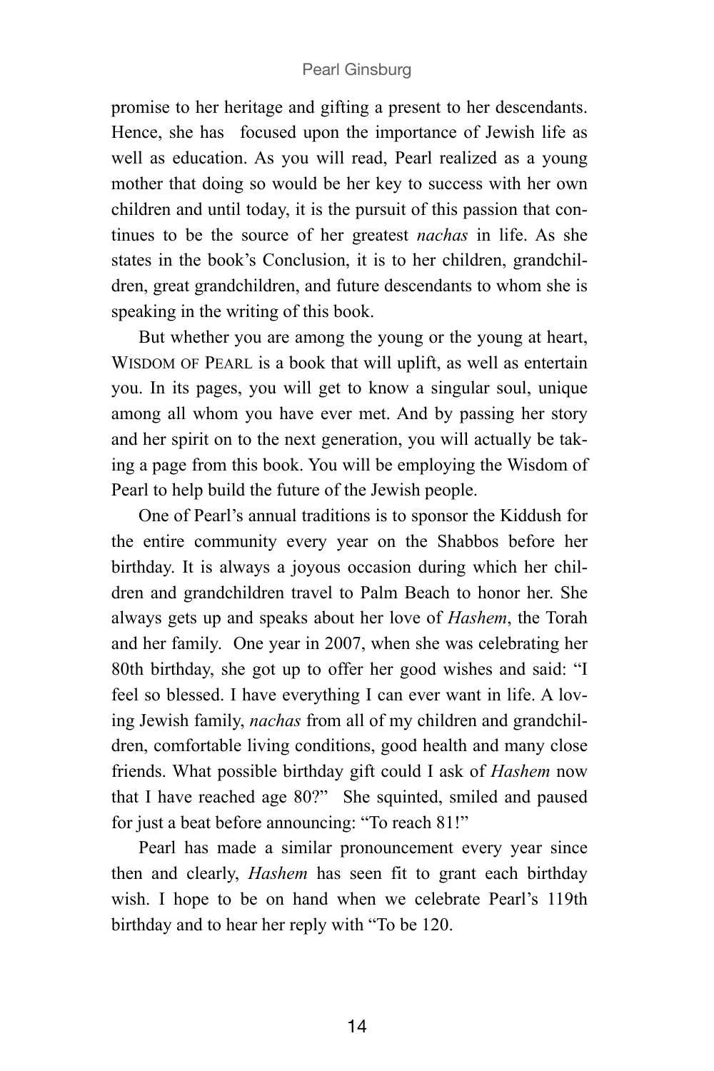promise to her heritage and gifting a present to her descendants. Hence, she has focused upon the importance of Jewish life as well as education. As you will read, Pearl realized as a young mother that doing so would be her key to success with her own children and until today, it is the pursuit of this passion that continues to be the source of her greatest *nachas* in life. As she states in the book's Conclusion, it is to her children, grandchildren, great grandchildren, and future descendants to whom she is speaking in the writing of this book.

But whether you are among the young or the young at heart, WISDOM OF PEARL is a book that will uplift, as well as entertain you. In its pages, you will get to know a singular soul, unique among all whom you have ever met. And by passing her story and her spirit on to the next generation, you will actually be taking a page from this book. You will be employing the Wisdom of Pearl to help build the future of the Jewish people.

One of Pearl's annual traditions is to sponsor the Kiddush for the entire community every year on the Shabbos before her birthday. It is always a joyous occasion during which her children and grandchildren travel to Palm Beach to honor her. She always gets up and speaks about her love of *Hashem*, the Torah and her family. One year in 2007, when she was celebrating her 80th birthday, she got up to offer her good wishes and said: "I feel so blessed. I have everything I can ever want in life. A loving Jewish family, *nachas* from all of my children and grandchildren, comfortable living conditions, good health and many close friends. What possible birthday gift could I ask of *Hashem* now that I have reached age 80?" She squinted, smiled and paused for just a beat before announcing: "To reach 81!"

Pearl has made a similar pronouncement every year since then and clearly, *Hashem* has seen fit to grant each birthday wish. I hope to be on hand when we celebrate Pearl's 119th birthday and to hear her reply with "To be 120.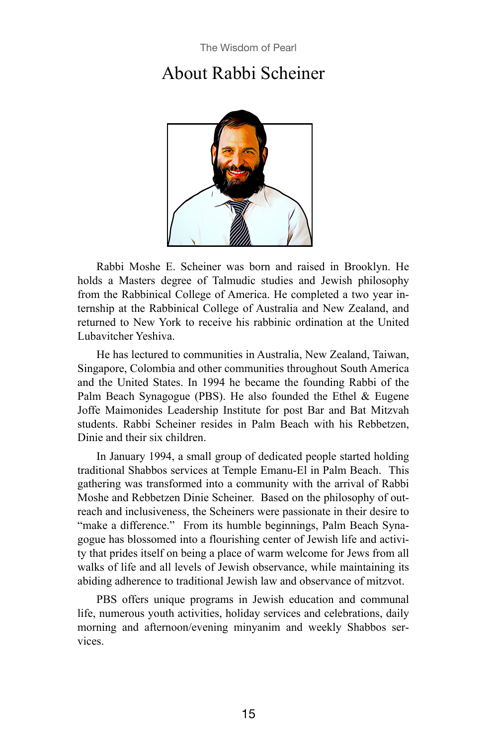# About Rabbi Scheiner

Rabbi Moshe E. Scheiner was born and raised in Brooklyn. He holds a Masters degree of Talmudic studies and Jewish philosophy from the Rabbinical College of America. He completed a two year internship at the Rabbinical College of Australia and New Zealand, and returned to New York to receive his rabbinic ordination at the United Lubavitcher Yeshiva.

He has lectured to communities in Australia, New Zealand, Taiwan, Singapore, Colombia and other communities throughout South America and the United States. In 1994 he became the founding Rabbi of the Palm Beach Synagogue (PBS). He also founded the Ethel & Eugene Joffe Maimonides Leadership Institute for post Bar and Bat Mitzvah students. Rabbi Scheiner resides in Palm Beach with his Rebbetzen, Dinie and their six children.

In January 1994, a small group of dedicated people started holding traditional Shabbos services at Temple Emanu-El in Palm Beach. This gathering was transformed into a community with the arrival of Rabbi Moshe and Rebbetzen Dinie Scheiner. Based on the philosophy of outreach and inclusiveness, the Scheiners were passionate in their desire to "make a difference." From its humble beginnings, Palm Beach Synagogue has blossomed into a flourishing center of Jewish life and activity that prides itself on being a place of warm welcome for Jews from all walks of life and all levels of Jewish observance, while maintaining its abiding adherence to traditional Jewish law and observance of mitzvot.

PBS offers unique programs in Jewish education and communal life, numerous youth activities, holiday services and celebrations, daily morning and afternoon/evening minyanim and weekly Shabbos services.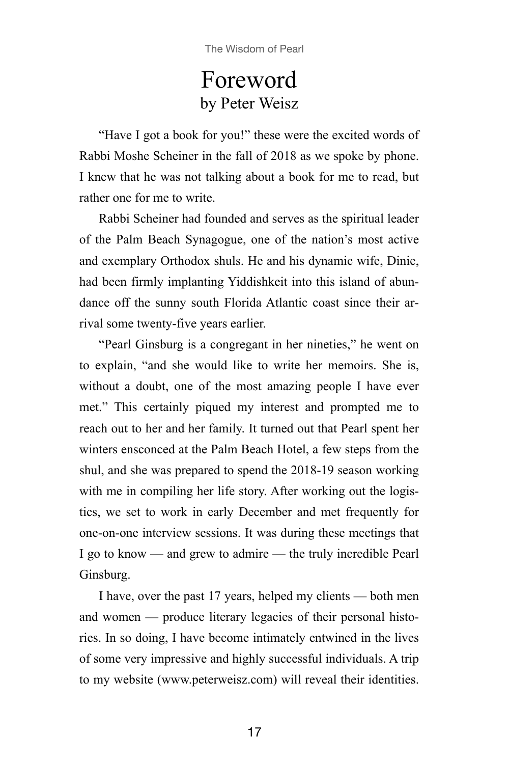# Foreword

## by Peter Weisz

"Have I got a book for you!" these were the excited words of Rabbi Moshe Scheiner in the fall of 2018 as we spoke by phone. I knew that he was not talking about a book for me to read, but rather one for me to write.

Rabbi Scheiner had founded and serves as the spiritual leader of the Palm Beach Synagogue, one of the nation's most active and exemplary Orthodox shuls. He and his dynamic wife, Dinie, had been firmly implanting Yiddishkeit into this island of abundance off the sunny south Florida Atlantic coast since their arrival some twenty-five years earlier.

"Pearl Ginsburg is a congregant in her nineties," he went on to explain, "and she would like to write her memoirs. She is, without a doubt, one of the most amazing people I have ever met." This certainly piqued my interest and prompted me to reach out to her and her family. It turned out that Pearl spent her winters ensconced at the Palm Beach Hotel, a few steps from the shul, and she was prepared to spend the 2018-19 season working with me in compiling her life story. After working out the logistics, we set to work in early December and met frequently for one-on-one interview sessions. It was during these meetings that I go to know — and grew to admire — the truly incredible Pearl Ginsburg.

I have, over the past 17 years, helped my clients — both men and women — produce literary legacies of their personal histories. In so doing, I have become intimately entwined in the lives of some very impressive and highly successful individuals. A trip to my website (www.peterweisz.com) will reveal their identities.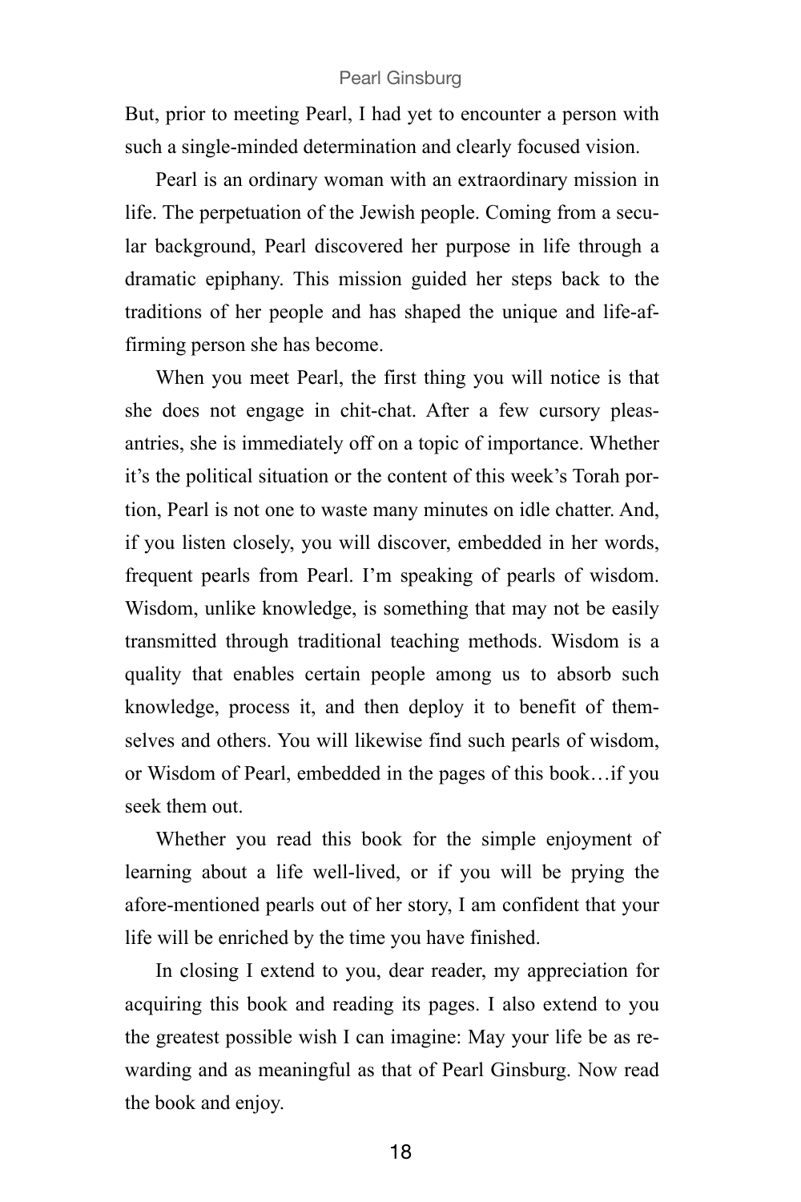But, prior to meeting Pearl, I had yet to encounter a person with such a single-minded determination and clearly focused vision.

Pearl is an ordinary woman with an extraordinary mission in life. The perpetuation of the Jewish people. Coming from a secular background, Pearl discovered her purpose in life through a dramatic epiphany. This mission guided her steps back to the traditions of her people and has shaped the unique and life-affirming person she has become.

When you meet Pearl, the first thing you will notice is that she does not engage in chit-chat. After a few cursory pleasantries, she is immediately off on a topic of importance. Whether it's the political situation or the content of this week's Torah portion, Pearl is not one to waste many minutes on idle chatter. And, if you listen closely, you will discover, embedded in her words, frequent pearls from Pearl. I'm speaking of pearls of wisdom. Wisdom, unlike knowledge, is something that may not be easily transmitted through traditional teaching methods. Wisdom is a quality that enables certain people among us to absorb such knowledge, process it, and then deploy it to benefit of themselves and others. You will likewise find such pearls of wisdom, or Wisdom of Pearl, embedded in the pages of this book…if you seek them out.

Whether you read this book for the simple enjoyment of learning about a life well-lived, or if you will be prying the afore-mentioned pearls out of her story, I am confident that your life will be enriched by the time you have finished.

In closing I extend to you, dear reader, my appreciation for acquiring this book and reading its pages. I also extend to you the greatest possible wish I can imagine: May your life be as rewarding and as meaningful as that of Pearl Ginsburg. Now read the book and enjoy.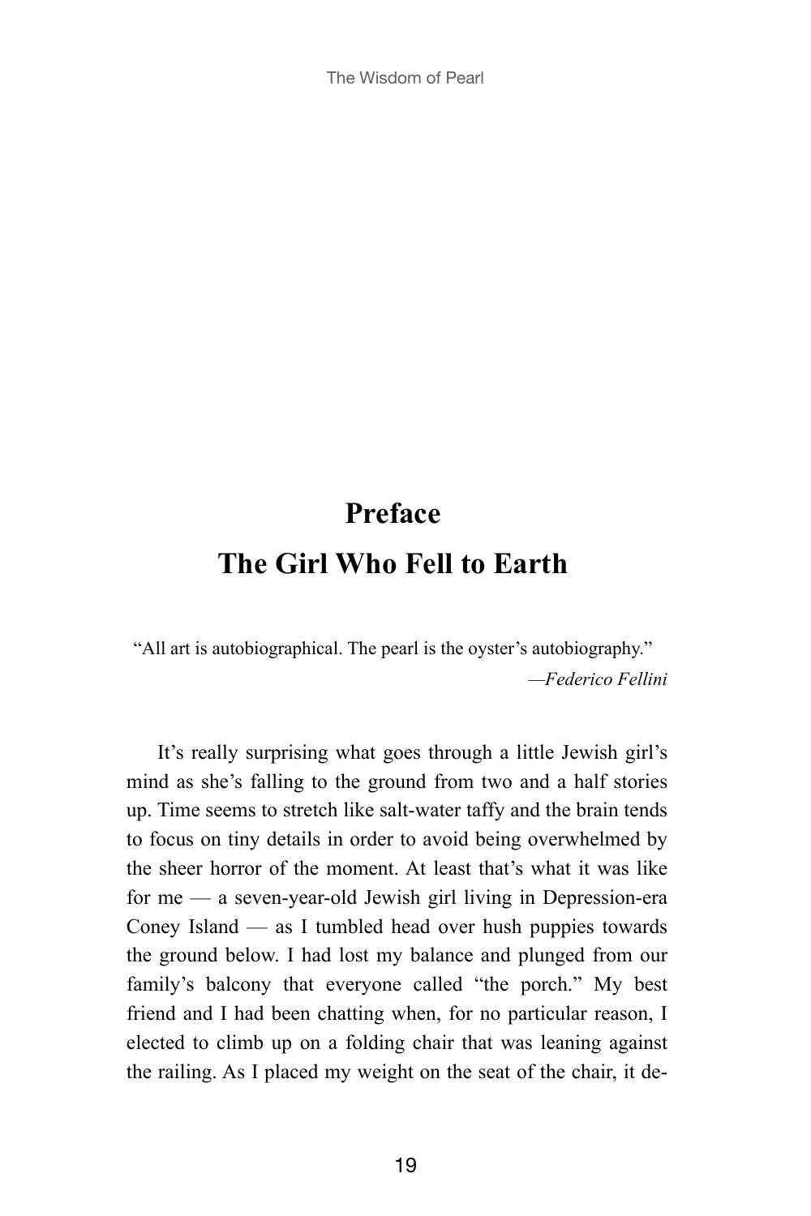# Preface

# The Girl Who Fell to Earth

"All art is autobiographical. The pearl is the oyster's autobiography."

*—Federico Fellini*

It's really surprising what goes through a little Jewish girl's mind as she's falling to the ground from two and a half stories up. Time seems to stretch like salt-water taffy and the brain tends to focus on tiny details in order to avoid being overwhelmed by the sheer horror of the moment. At least that's what it was like for me — a seven-year-old Jewish girl living in Depression-era Coney Island — as I tumbled head over hush puppies towards the ground below. I had lost my balance and plunged from our family's balcony that everyone called "the porch." My best friend and I had been chatting when, for no particular reason, I elected to climb up on a folding chair that was leaning against the railing. As I placed my weight on the seat of the chair, it de-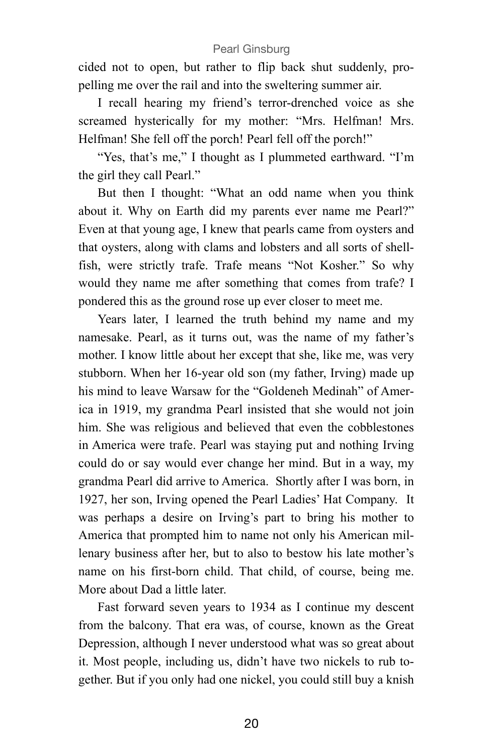cided not to open, but rather to flip back shut suddenly, propelling me over the rail and into the sweltering summer air.

I recall hearing my friend's terror-drenched voice as she screamed hysterically for my mother: "Mrs. Helfman! Mrs. Helfman! She fell off the porch! Pearl fell off the porch!"

"Yes, that's me," I thought as I plummeted earthward. "I'm the girl they call Pearl."

But then I thought: "What an odd name when you think about it. Why on Earth did my parents ever name me Pearl?" Even at that young age, I knew that pearls came from oysters and that oysters, along with clams and lobsters and all sorts of shellfish, were strictly trafe. Trafe means "Not Kosher." So why would they name me after something that comes from trafe? I pondered this as the ground rose up ever closer to meet me.

Years later, I learned the truth behind my name and my namesake. Pearl, as it turns out, was the name of my father's mother. I know little about her except that she, like me, was very stubborn. When her 16-year old son (my father, Irving) made up his mind to leave Warsaw for the "Goldeneh Medinah" of America in 1919, my grandma Pearl insisted that she would not join him. She was religious and believed that even the cobblestones in America were trafe. Pearl was staying put and nothing Irving could do or say would ever change her mind. But in a way, my grandma Pearl did arrive to America. Shortly after I was born, in 1927, her son, Irving opened the Pearl Ladies' Hat Company. It was perhaps a desire on Irving's part to bring his mother to America that prompted him to name not only his American millenary business after her, but to also to bestow his late mother's name on his first-born child. That child, of course, being me. More about Dad a little later.

Fast forward seven years to 1934 as I continue my descent from the balcony. That era was, of course, known as the Great Depression, although I never understood what was so great about it. Most people, including us, didn't have two nickels to rub together. But if you only had one nickel, you could still buy a knish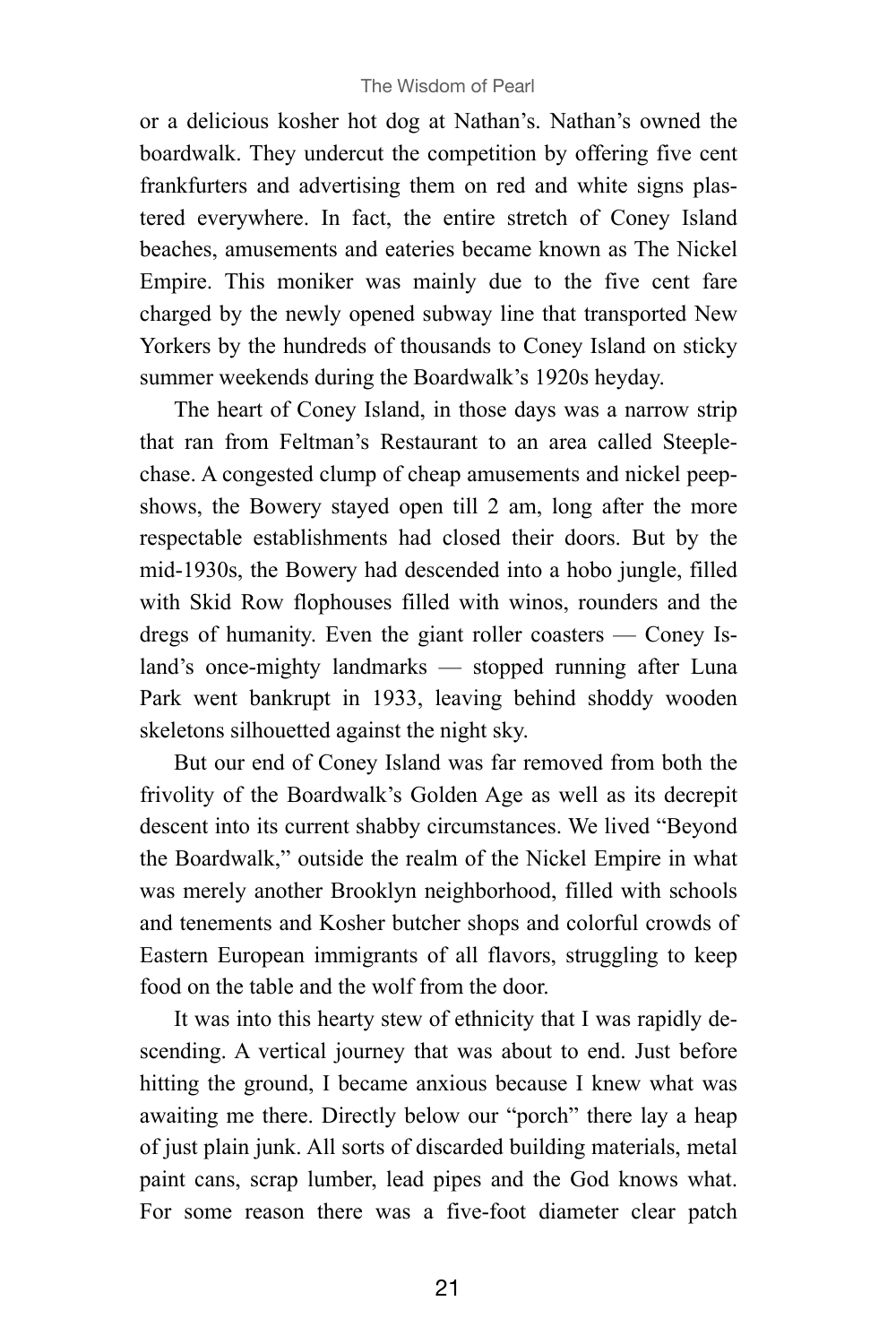or a delicious kosher hot dog at Nathan's. Nathan's owned the boardwalk. They undercut the competition by offering five cent frankfurters and advertising them on red and white signs plastered everywhere. In fact, the entire stretch of Coney Island beaches, amusements and eateries became known as The Nickel Empire. This moniker was mainly due to the five cent fare charged by the newly opened subway line that transported New Yorkers by the hundreds of thousands to Coney Island on sticky summer weekends during the Boardwalk's 1920s heyday.

The heart of Coney Island, in those days was a narrow strip that ran from Feltman's Restaurant to an area called Steeplechase. A congested clump of cheap amusements and nickel peepshows, the Bowery stayed open till 2 am, long after the more respectable establishments had closed their doors. But by the mid-1930s, the Bowery had descended into a hobo jungle, filled with Skid Row flophouses filled with winos, rounders and the dregs of humanity. Even the giant roller coasters — Coney Island's once-mighty landmarks — stopped running after Luna Park went bankrupt in 1933, leaving behind shoddy wooden skeletons silhouetted against the night sky.

But our end of Coney Island was far removed from both the frivolity of the Boardwalk's Golden Age as well as its decrepit descent into its current shabby circumstances. We lived "Beyond the Boardwalk," outside the realm of the Nickel Empire in what was merely another Brooklyn neighborhood, filled with schools and tenements and Kosher butcher shops and colorful crowds of Eastern European immigrants of all flavors, struggling to keep food on the table and the wolf from the door.

It was into this hearty stew of ethnicity that I was rapidly descending. A vertical journey that was about to end. Just before hitting the ground, I became anxious because I knew what was awaiting me there. Directly below our "porch" there lay a heap of just plain junk. All sorts of discarded building materials, metal paint cans, scrap lumber, lead pipes and the God knows what. For some reason there was a five-foot diameter clear patch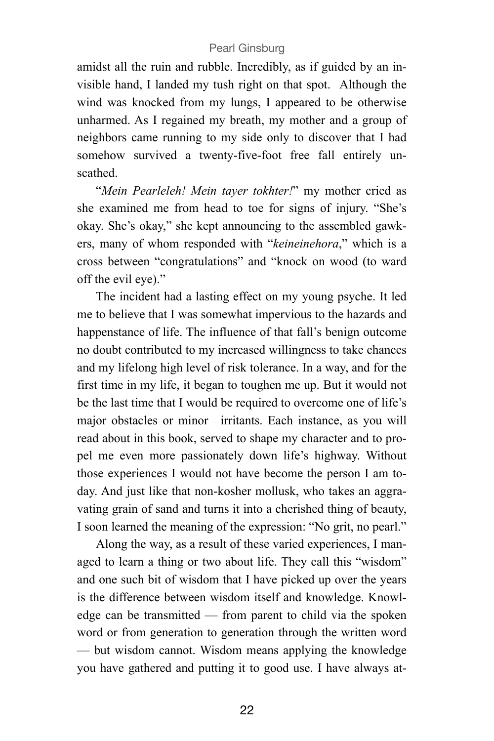amidst all the ruin and rubble. Incredibly, as if guided by an invisible hand, I landed my tush right on that spot. Although the wind was knocked from my lungs, I appeared to be otherwise unharmed. As I regained my breath, my mother and a group of neighbors came running to my side only to discover that I had somehow survived a twenty-five-foot free fall entirely unscathed.

"*Mein Pearleleh! Mein tayer tokhter!*" my mother cried as she examined me from head to toe for signs of injury. "She's okay. She's okay," she kept announcing to the assembled gawkers, many of whom responded with "*keineinehora*," which is a cross between "congratulations" and "knock on wood (to ward off the evil eye)."

The incident had a lasting effect on my young psyche. It led me to believe that I was somewhat impervious to the hazards and happenstance of life. The influence of that fall's benign outcome no doubt contributed to my increased willingness to take chances and my lifelong high level of risk tolerance. In a way, and for the first time in my life, it began to toughen me up. But it would not be the last time that I would be required to overcome one of life's major obstacles or minor irritants. Each instance, as you will read about in this book, served to shape my character and to propel me even more passionately down life's highway. Without those experiences I would not have become the person I am today. And just like that non-kosher mollusk, who takes an aggravating grain of sand and turns it into a cherished thing of beauty, I soon learned the meaning of the expression: "No grit, no pearl."

Along the way, as a result of these varied experiences, I managed to learn a thing or two about life. They call this "wisdom" and one such bit of wisdom that I have picked up over the years is the difference between wisdom itself and knowledge. Knowledge can be transmitted — from parent to child via the spoken word or from generation to generation through the written word — but wisdom cannot. Wisdom means applying the knowledge you have gathered and putting it to good use. I have always at-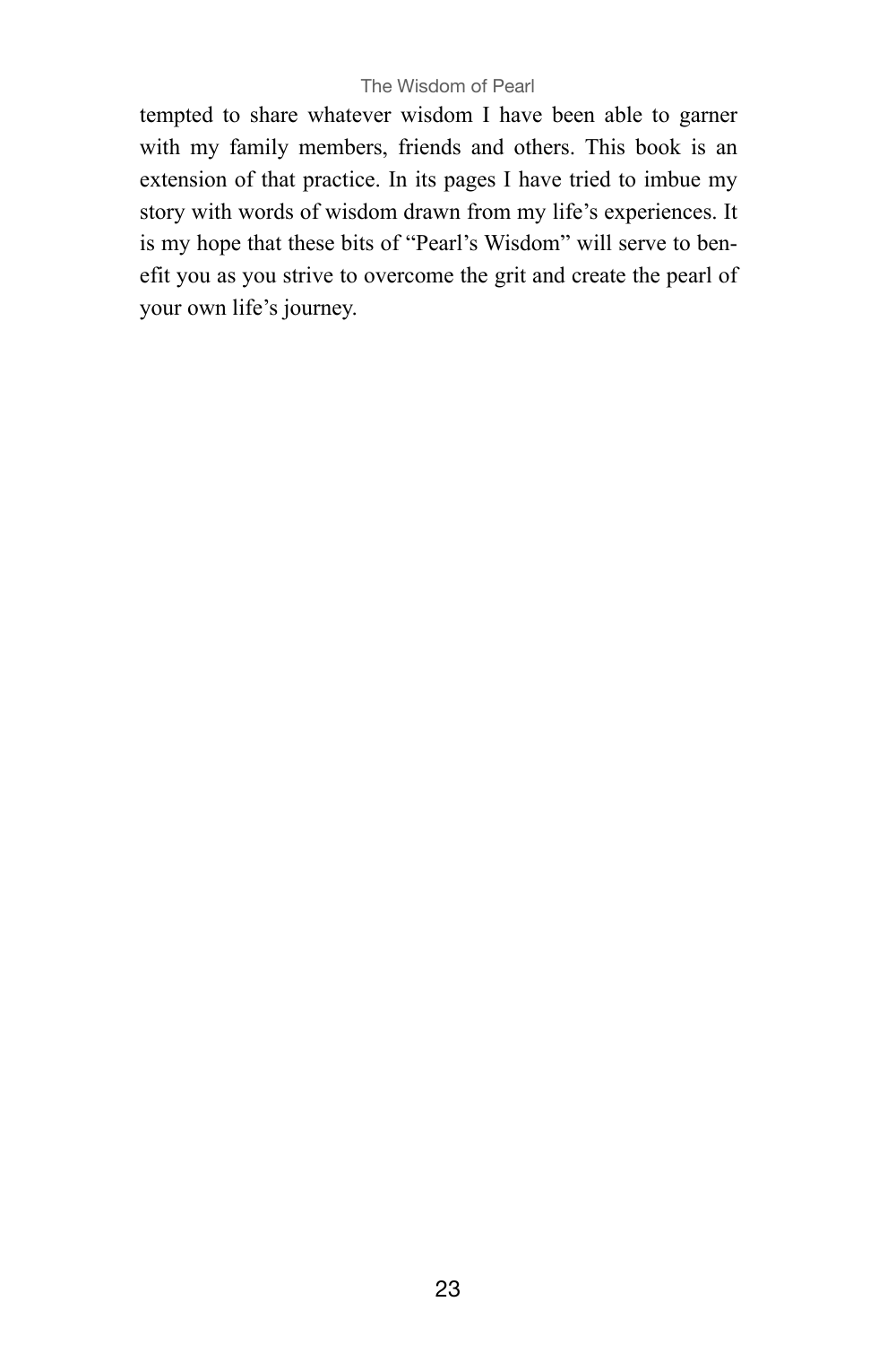tempted to share whatever wisdom I have been able to garner with my family members, friends and others. This book is an extension of that practice. In its pages I have tried to imbue my story with words of wisdom drawn from my life's experiences. It is my hope that these bits of "Pearl's Wisdom" will serve to benefit you as you strive to overcome the grit and create the pearl of your own life's journey.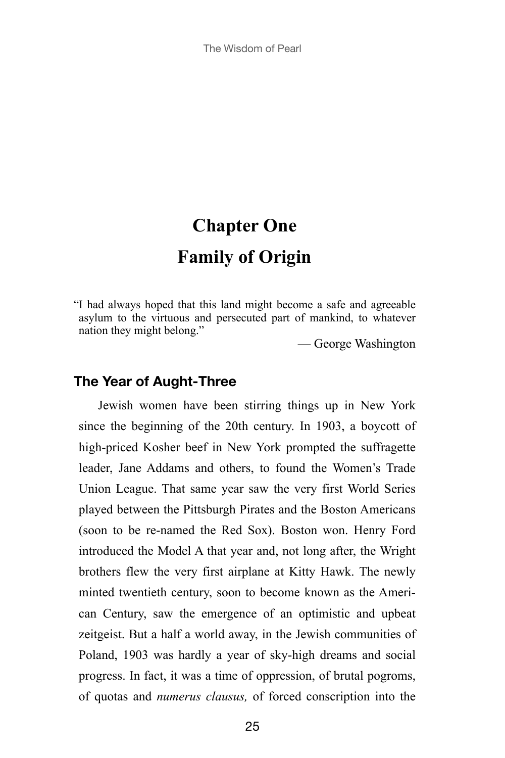# Chapter One
# Family of Origin

> "I had always hoped that this land might become a safe and agreeable asylum to the virtuous and persecuted part of mankind, to whatever nation they might belong."
>
> — George Washington

### The Year of Aught-Three

Jewish women have been stirring things up in New York since the beginning of the 20th century. In 1903, a boycott of high-priced Kosher beef in New York prompted the suffragette leader, Jane Addams and others, to found the Women's Trade Union League. That same year saw the very first World Series played between the Pittsburgh Pirates and the Boston Americans (soon to be re-named the Red Sox). Boston won. Henry Ford introduced the Model A that year and, not long after, the Wright brothers flew the very first airplane at Kitty Hawk. The newly minted twentieth century, soon to become known as the American Century, saw the emergence of an optimistic and upbeat zeitgeist. But a half a world away, in the Jewish communities of Poland, 1903 was hardly a year of sky-high dreams and social progress. In fact, it was a time of oppression, of brutal pogroms, of quotas and *numerus clausus,* of forced conscription into the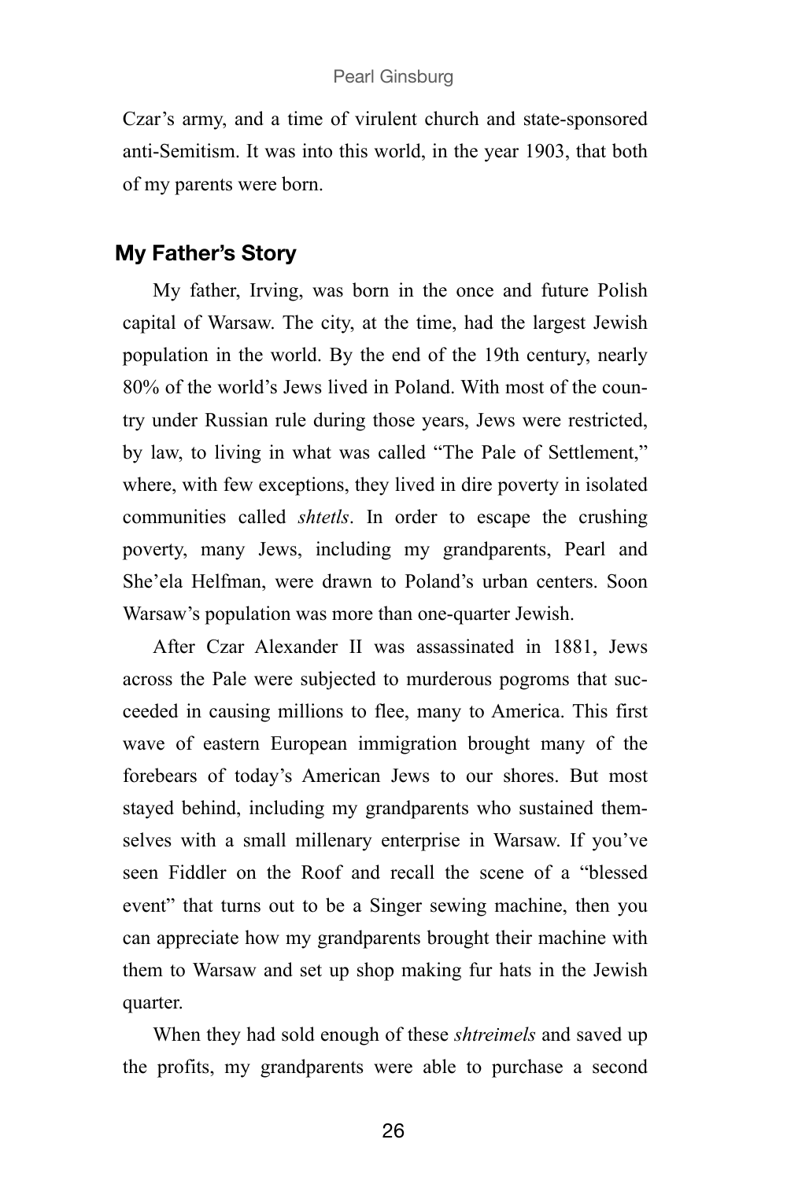Czar's army, and a time of virulent church and state-sponsored anti-Semitism. It was into this world, in the year 1903, that both of my parents were born.

## My Father's Story

My father, Irving, was born in the once and future Polish capital of Warsaw. The city, at the time, had the largest Jewish population in the world. By the end of the 19th century, nearly 80% of the world's Jews lived in Poland. With most of the country under Russian rule during those years, Jews were restricted, by law, to living in what was called "The Pale of Settlement," where, with few exceptions, they lived in dire poverty in isolated communities called *shtetls*. In order to escape the crushing poverty, many Jews, including my grandparents, Pearl and She'ela Helfman, were drawn to Poland's urban centers. Soon Warsaw's population was more than one-quarter Jewish.

After Czar Alexander II was assassinated in 1881, Jews across the Pale were subjected to murderous pogroms that succeeded in causing millions to flee, many to America. This first wave of eastern European immigration brought many of the forebears of today's American Jews to our shores. But most stayed behind, including my grandparents who sustained themselves with a small millenary enterprise in Warsaw. If you've seen Fiddler on the Roof and recall the scene of a "blessed event" that turns out to be a Singer sewing machine, then you can appreciate how my grandparents brought their machine with them to Warsaw and set up shop making fur hats in the Jewish quarter.

When they had sold enough of these *shtreimels* and saved up the profits, my grandparents were able to purchase a second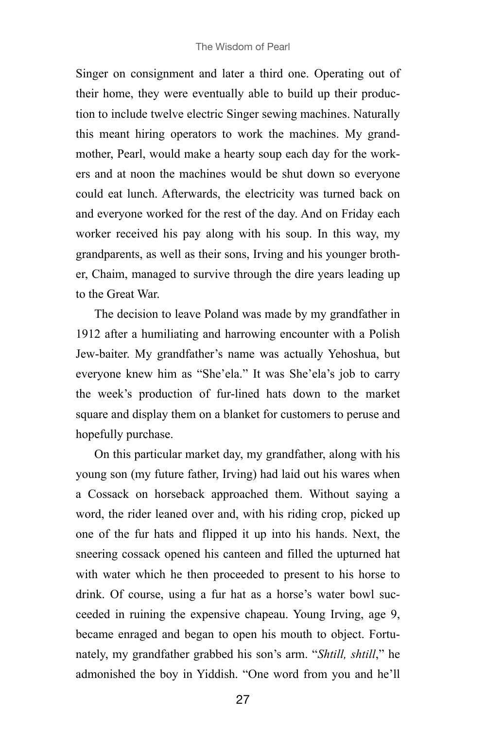Singer on consignment and later a third one. Operating out of their home, they were eventually able to build up their production to include twelve electric Singer sewing machines. Naturally this meant hiring operators to work the machines. My grandmother, Pearl, would make a hearty soup each day for the workers and at noon the machines would be shut down so everyone could eat lunch. Afterwards, the electricity was turned back on and everyone worked for the rest of the day. And on Friday each worker received his pay along with his soup. In this way, my grandparents, as well as their sons, Irving and his younger brother, Chaim, managed to survive through the dire years leading up to the Great War.

The decision to leave Poland was made by my grandfather in 1912 after a humiliating and harrowing encounter with a Polish Jew-baiter. My grandfather's name was actually Yehoshua, but everyone knew him as "She'ela." It was She'ela's job to carry the week's production of fur-lined hats down to the market square and display them on a blanket for customers to peruse and hopefully purchase.

On this particular market day, my grandfather, along with his young son (my future father, Irving) had laid out his wares when a Cossack on horseback approached them. Without saying a word, the rider leaned over and, with his riding crop, picked up one of the fur hats and flipped it up into his hands. Next, the sneering cossack opened his canteen and filled the upturned hat with water which he then proceeded to present to his horse to drink. Of course, using a fur hat as a horse's water bowl succeeded in ruining the expensive chapeau. Young Irving, age 9, became enraged and began to open his mouth to object. Fortunately, my grandfather grabbed his son's arm. "*Shtill, shtill*," he admonished the boy in Yiddish. "One word from you and he'll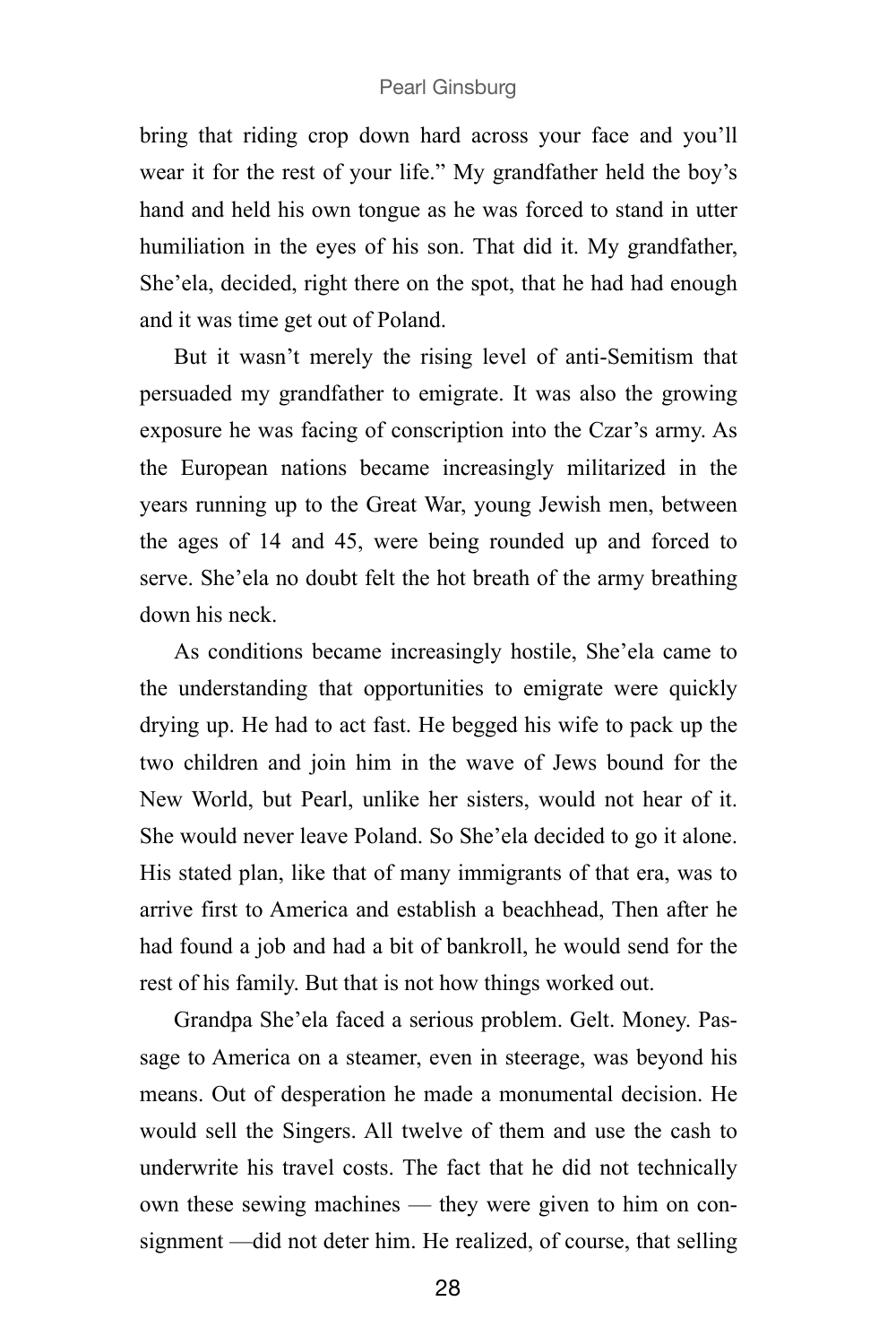bring that riding crop down hard across your face and you'll wear it for the rest of your life." My grandfather held the boy's hand and held his own tongue as he was forced to stand in utter humiliation in the eyes of his son. That did it. My grandfather, She'ela, decided, right there on the spot, that he had had enough and it was time get out of Poland.

But it wasn't merely the rising level of anti-Semitism that persuaded my grandfather to emigrate. It was also the growing exposure he was facing of conscription into the Czar's army. As the European nations became increasingly militarized in the years running up to the Great War, young Jewish men, between the ages of 14 and 45, were being rounded up and forced to serve. She'ela no doubt felt the hot breath of the army breathing down his neck.

As conditions became increasingly hostile, She'ela came to the understanding that opportunities to emigrate were quickly drying up. He had to act fast. He begged his wife to pack up the two children and join him in the wave of Jews bound for the New World, but Pearl, unlike her sisters, would not hear of it. She would never leave Poland. So She'ela decided to go it alone. His stated plan, like that of many immigrants of that era, was to arrive first to America and establish a beachhead, Then after he had found a job and had a bit of bankroll, he would send for the rest of his family. But that is not how things worked out.

Grandpa She'ela faced a serious problem. Gelt. Money. Passage to America on a steamer, even in steerage, was beyond his means. Out of desperation he made a monumental decision. He would sell the Singers. All twelve of them and use the cash to underwrite his travel costs. The fact that he did not technically own these sewing machines — they were given to him on consignment —did not deter him. He realized, of course, that selling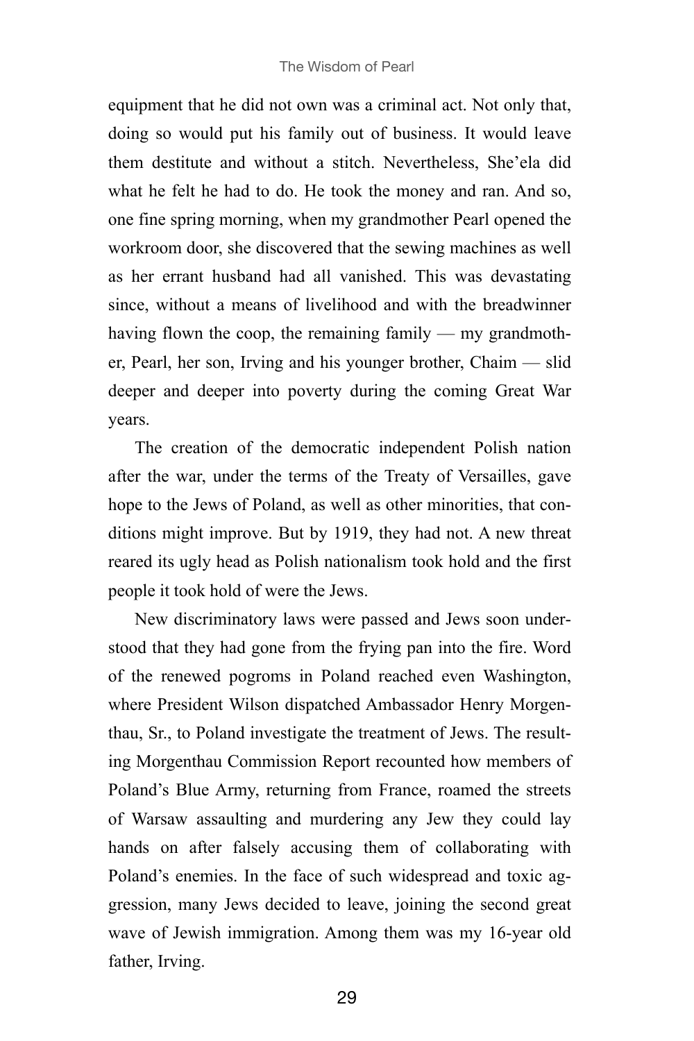equipment that he did not own was a criminal act. Not only that, doing so would put his family out of business. It would leave them destitute and without a stitch. Nevertheless, She'ela did what he felt he had to do. He took the money and ran. And so, one fine spring morning, when my grandmother Pearl opened the workroom door, she discovered that the sewing machines as well as her errant husband had all vanished. This was devastating since, without a means of livelihood and with the breadwinner having flown the coop, the remaining family — my grandmother, Pearl, her son, Irving and his younger brother, Chaim — slid deeper and deeper into poverty during the coming Great War years.

The creation of the democratic independent Polish nation after the war, under the terms of the Treaty of Versailles, gave hope to the Jews of Poland, as well as other minorities, that conditions might improve. But by 1919, they had not. A new threat reared its ugly head as Polish nationalism took hold and the first people it took hold of were the Jews.

New discriminatory laws were passed and Jews soon understood that they had gone from the frying pan into the fire. Word of the renewed pogroms in Poland reached even Washington, where President Wilson dispatched Ambassador Henry Morgenthau, Sr., to Poland investigate the treatment of Jews. The resulting Morgenthau Commission Report recounted how members of Poland's Blue Army, returning from France, roamed the streets of Warsaw assaulting and murdering any Jew they could lay hands on after falsely accusing them of collaborating with Poland's enemies. In the face of such widespread and toxic aggression, many Jews decided to leave, joining the second great wave of Jewish immigration. Among them was my 16-year old father, Irving.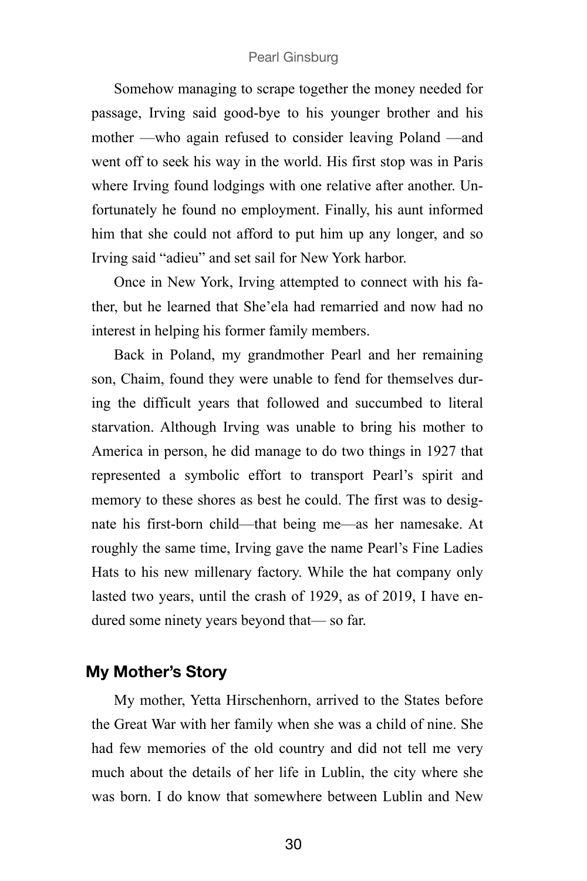Somehow managing to scrape together the money needed for passage, Irving said good-bye to his younger brother and his mother —who again refused to consider leaving Poland —and went off to seek his way in the world. His first stop was in Paris where Irving found lodgings with one relative after another. Unfortunately he found no employment. Finally, his aunt informed him that she could not afford to put him up any longer, and so Irving said "adieu" and set sail for New York harbor.

Once in New York, Irving attempted to connect with his father, but he learned that She'ela had remarried and now had no interest in helping his former family members.

Back in Poland, my grandmother Pearl and her remaining son, Chaim, found they were unable to fend for themselves during the difficult years that followed and succumbed to literal starvation. Although Irving was unable to bring his mother to America in person, he did manage to do two things in 1927 that represented a symbolic effort to transport Pearl's spirit and memory to these shores as best he could. The first was to designate his first-born child—that being me—as her namesake. At roughly the same time, Irving gave the name Pearl's Fine Ladies Hats to his new millenary factory. While the hat company only lasted two years, until the crash of 1929, as of 2019, I have endured some ninety years beyond that— so far.

## My Mother's Story

My mother, Yetta Hirschenhorn, arrived to the States before the Great War with her family when she was a child of nine. She had few memories of the old country and did not tell me very much about the details of her life in Lublin, the city where she was born. I do know that somewhere between Lublin and New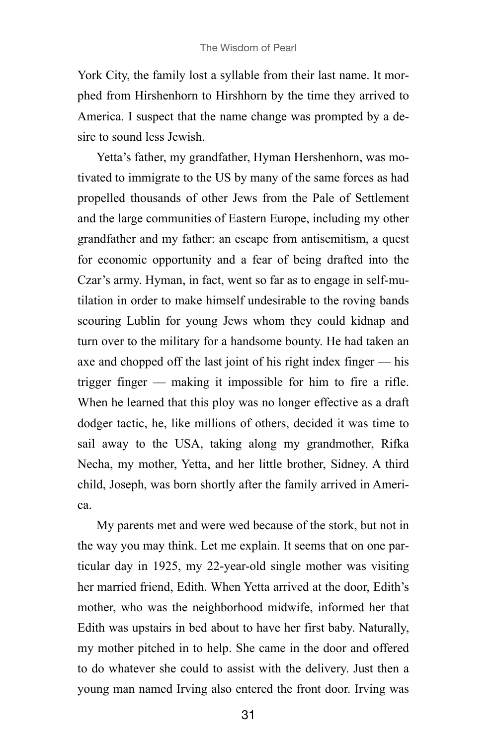York City, the family lost a syllable from their last name. It morphed from Hirshenhorn to Hirshhorn by the time they arrived to America. I suspect that the name change was prompted by a desire to sound less Jewish.

Yetta's father, my grandfather, Hyman Hershenhorn, was motivated to immigrate to the US by many of the same forces as had propelled thousands of other Jews from the Pale of Settlement and the large communities of Eastern Europe, including my other grandfather and my father: an escape from antisemitism, a quest for economic opportunity and a fear of being drafted into the Czar's army. Hyman, in fact, went so far as to engage in self-mutilation in order to make himself undesirable to the roving bands scouring Lublin for young Jews whom they could kidnap and turn over to the military for a handsome bounty. He had taken an axe and chopped off the last joint of his right index finger — his trigger finger — making it impossible for him to fire a rifle. When he learned that this ploy was no longer effective as a draft dodger tactic, he, like millions of others, decided it was time to sail away to the USA, taking along my grandmother, Rifka Necha, my mother, Yetta, and her little brother, Sidney. A third child, Joseph, was born shortly after the family arrived in America.

My parents met and were wed because of the stork, but not in the way you may think. Let me explain. It seems that on one particular day in 1925, my 22-year-old single mother was visiting her married friend, Edith. When Yetta arrived at the door, Edith's mother, who was the neighborhood midwife, informed her that Edith was upstairs in bed about to have her first baby. Naturally, my mother pitched in to help. She came in the door and offered to do whatever she could to assist with the delivery. Just then a young man named Irving also entered the front door. Irving was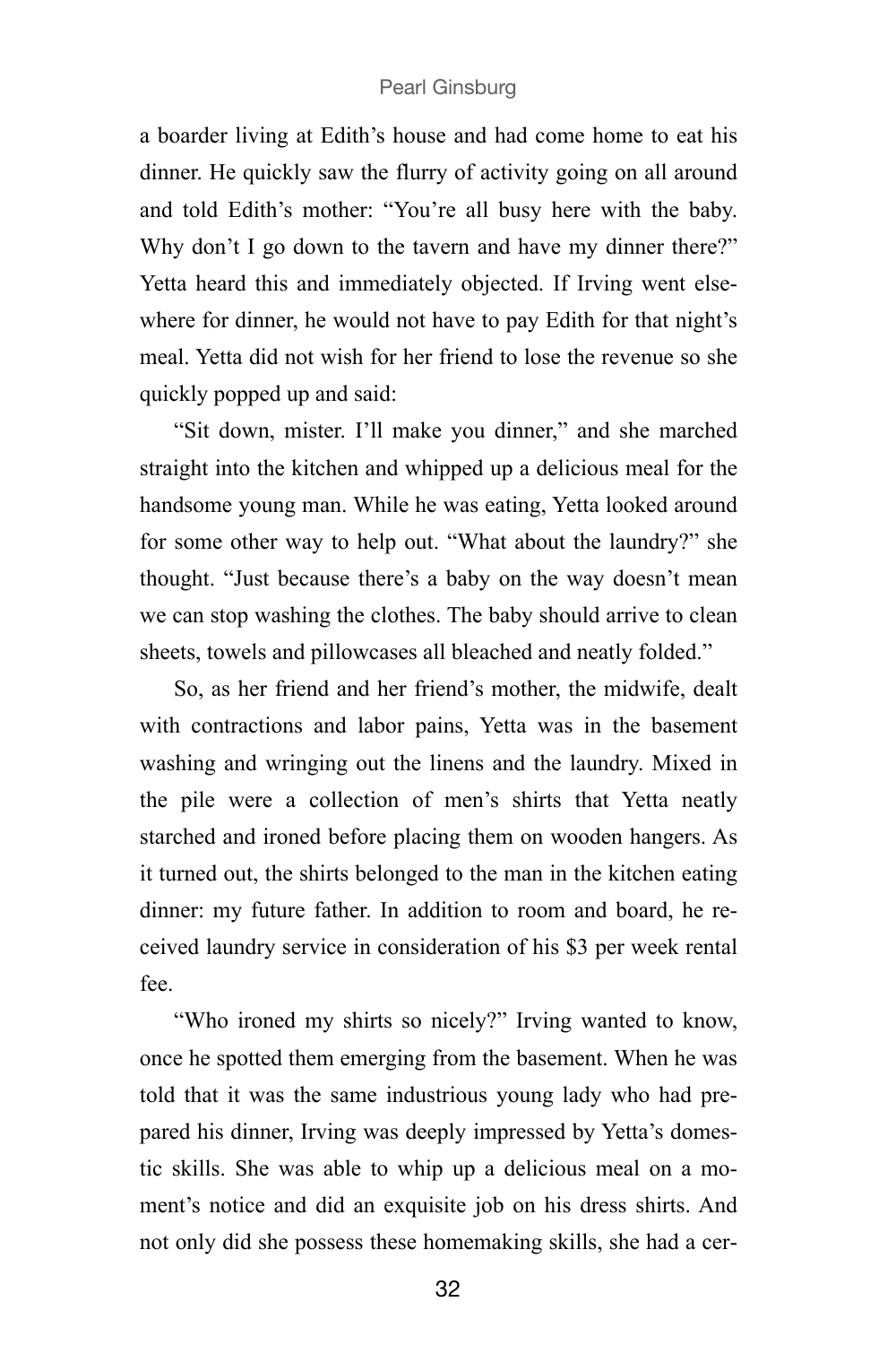a boarder living at Edith's house and had come home to eat his dinner. He quickly saw the flurry of activity going on all around and told Edith's mother: "You're all busy here with the baby. Why don't I go down to the tavern and have my dinner there?" Yetta heard this and immediately objected. If Irving went elsewhere for dinner, he would not have to pay Edith for that night's meal. Yetta did not wish for her friend to lose the revenue so she quickly popped up and said:

"Sit down, mister. I'll make you dinner," and she marched straight into the kitchen and whipped up a delicious meal for the handsome young man. While he was eating, Yetta looked around for some other way to help out. "What about the laundry?" she thought. "Just because there's a baby on the way doesn't mean we can stop washing the clothes. The baby should arrive to clean sheets, towels and pillowcases all bleached and neatly folded."

So, as her friend and her friend's mother, the midwife, dealt with contractions and labor pains, Yetta was in the basement washing and wringing out the linens and the laundry. Mixed in the pile were a collection of men's shirts that Yetta neatly starched and ironed before placing them on wooden hangers. As it turned out, the shirts belonged to the man in the kitchen eating dinner: my future father. In addition to room and board, he received laundry service in consideration of his $3 per week rental fee.

"Who ironed my shirts so nicely?" Irving wanted to know, once he spotted them emerging from the basement. When he was told that it was the same industrious young lady who had prepared his dinner, Irving was deeply impressed by Yetta's domestic skills. She was able to whip up a delicious meal on a moment's notice and did an exquisite job on his dress shirts. And not only did she possess these homemaking skills, she had a cer-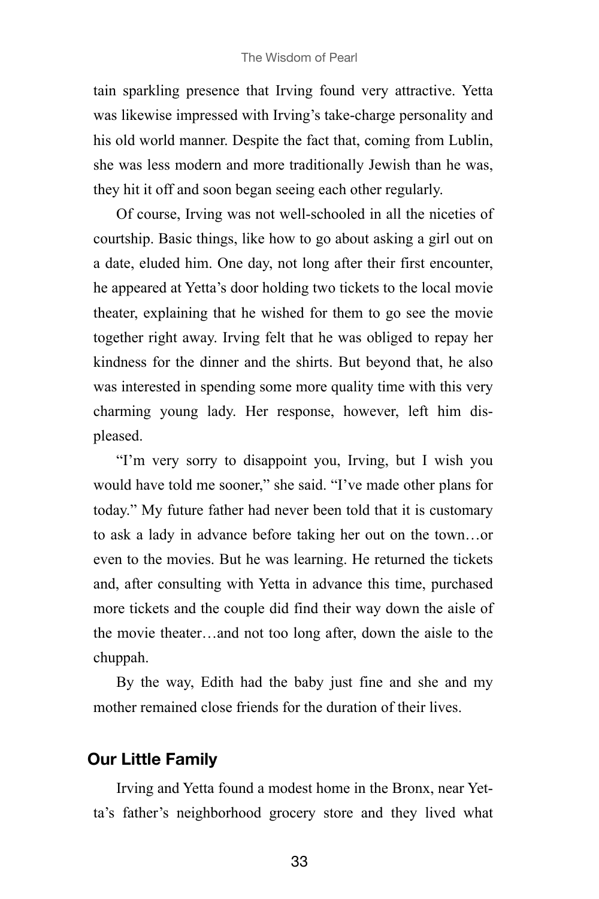tain sparkling presence that Irving found very attractive. Yetta was likewise impressed with Irving's take-charge personality and his old world manner. Despite the fact that, coming from Lublin, she was less modern and more traditionally Jewish than he was, they hit it off and soon began seeing each other regularly.

Of course, Irving was not well-schooled in all the niceties of courtship. Basic things, like how to go about asking a girl out on a date, eluded him. One day, not long after their first encounter, he appeared at Yetta's door holding two tickets to the local movie theater, explaining that he wished for them to go see the movie together right away. Irving felt that he was obliged to repay her kindness for the dinner and the shirts. But beyond that, he also was interested in spending some more quality time with this very charming young lady. Her response, however, left him displeased.

"I'm very sorry to disappoint you, Irving, but I wish you would have told me sooner," she said. "I've made other plans for today." My future father had never been told that it is customary to ask a lady in advance before taking her out on the town…or even to the movies. But he was learning. He returned the tickets and, after consulting with Yetta in advance this time, purchased more tickets and the couple did find their way down the aisle of the movie theater…and not too long after, down the aisle to the chuppah.

By the way, Edith had the baby just fine and she and my mother remained close friends for the duration of their lives.

## Our Little Family

Irving and Yetta found a modest home in the Bronx, near Yetta's father's neighborhood grocery store and they lived what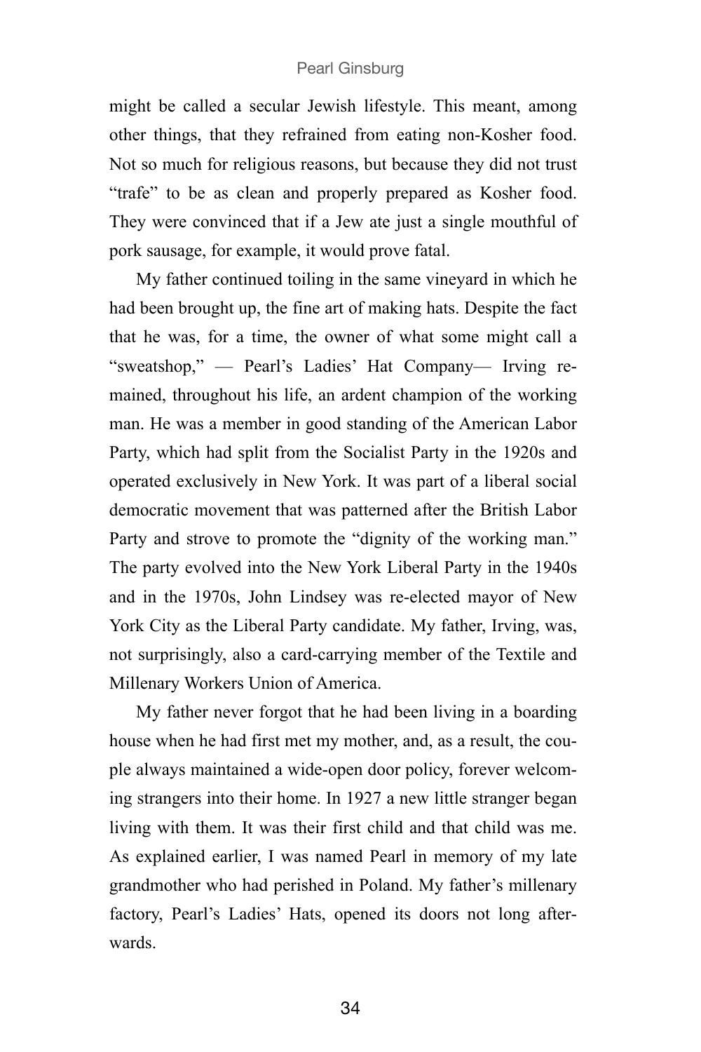might be called a secular Jewish lifestyle. This meant, among other things, that they refrained from eating non-Kosher food. Not so much for religious reasons, but because they did not trust "trafe" to be as clean and properly prepared as Kosher food. They were convinced that if a Jew ate just a single mouthful of pork sausage, for example, it would prove fatal.

My father continued toiling in the same vineyard in which he had been brought up, the fine art of making hats. Despite the fact that he was, for a time, the owner of what some might call a "sweatshop," — Pearl's Ladies' Hat Company— Irving remained, throughout his life, an ardent champion of the working man. He was a member in good standing of the American Labor Party, which had split from the Socialist Party in the 1920s and operated exclusively in New York. It was part of a liberal social democratic movement that was patterned after the British Labor Party and strove to promote the "dignity of the working man." The party evolved into the New York Liberal Party in the 1940s and in the 1970s, John Lindsey was re-elected mayor of New York City as the Liberal Party candidate. My father, Irving, was, not surprisingly, also a card-carrying member of the Textile and Millenary Workers Union of America.

My father never forgot that he had been living in a boarding house when he had first met my mother, and, as a result, the couple always maintained a wide-open door policy, forever welcoming strangers into their home. In 1927 a new little stranger began living with them. It was their first child and that child was me. As explained earlier, I was named Pearl in memory of my late grandmother who had perished in Poland. My father's millenary factory, Pearl's Ladies' Hats, opened its doors not long afterwards.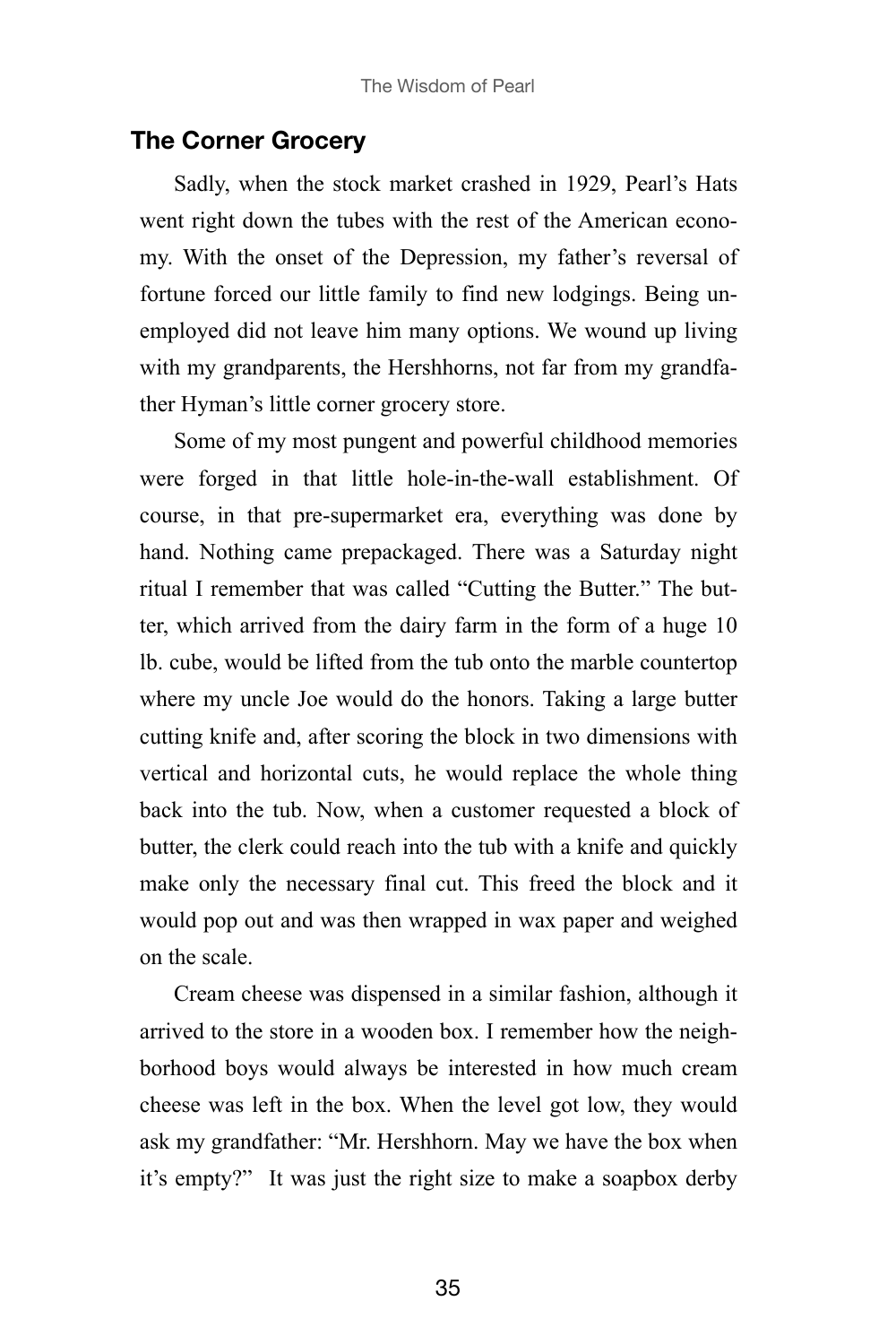## The Corner Grocery

Sadly, when the stock market crashed in 1929, Pearl's Hats went right down the tubes with the rest of the American economy. With the onset of the Depression, my father's reversal of fortune forced our little family to find new lodgings. Being unemployed did not leave him many options. We wound up living with my grandparents, the Hershhorns, not far from my grandfather Hyman's little corner grocery store.

Some of my most pungent and powerful childhood memories were forged in that little hole-in-the-wall establishment. Of course, in that pre-supermarket era, everything was done by hand. Nothing came prepackaged. There was a Saturday night ritual I remember that was called "Cutting the Butter." The butter, which arrived from the dairy farm in the form of a huge 10 lb. cube, would be lifted from the tub onto the marble countertop where my uncle Joe would do the honors. Taking a large butter cutting knife and, after scoring the block in two dimensions with vertical and horizontal cuts, he would replace the whole thing back into the tub. Now, when a customer requested a block of butter, the clerk could reach into the tub with a knife and quickly make only the necessary final cut. This freed the block and it would pop out and was then wrapped in wax paper and weighed on the scale.

Cream cheese was dispensed in a similar fashion, although it arrived to the store in a wooden box. I remember how the neighborhood boys would always be interested in how much cream cheese was left in the box. When the level got low, they would ask my grandfather: "Mr. Hershhorn. May we have the box when it's empty?" It was just the right size to make a soapbox derby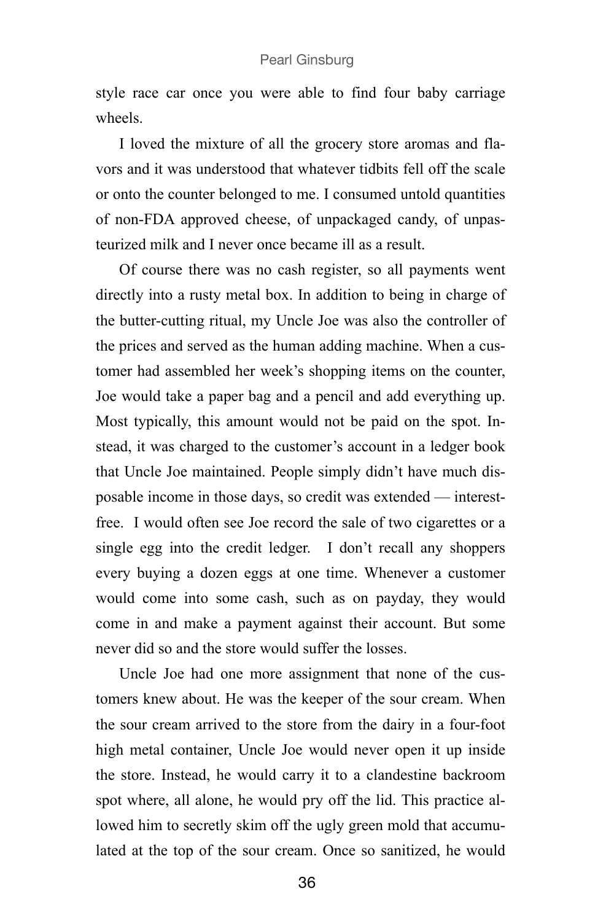style race car once you were able to find four baby carriage wheels.

I loved the mixture of all the grocery store aromas and flavors and it was understood that whatever tidbits fell off the scale or onto the counter belonged to me. I consumed untold quantities of non-FDA approved cheese, of unpackaged candy, of unpasteurized milk and I never once became ill as a result.

Of course there was no cash register, so all payments went directly into a rusty metal box. In addition to being in charge of the butter-cutting ritual, my Uncle Joe was also the controller of the prices and served as the human adding machine. When a customer had assembled her week's shopping items on the counter, Joe would take a paper bag and a pencil and add everything up. Most typically, this amount would not be paid on the spot. Instead, it was charged to the customer's account in a ledger book that Uncle Joe maintained. People simply didn't have much disposable income in those days, so credit was extended — interest-free. I would often see Joe record the sale of two cigarettes or a single egg into the credit ledger. I don't recall any shoppers every buying a dozen eggs at one time. Whenever a customer would come into some cash, such as on payday, they would come in and make a payment against their account. But some never did so and the store would suffer the losses.

Uncle Joe had one more assignment that none of the customers knew about. He was the keeper of the sour cream. When the sour cream arrived to the store from the dairy in a four-foot high metal container, Uncle Joe would never open it up inside the store. Instead, he would carry it to a clandestine backroom spot where, all alone, he would pry off the lid. This practice allowed him to secretly skim off the ugly green mold that accumulated at the top of the sour cream. Once so sanitized, he would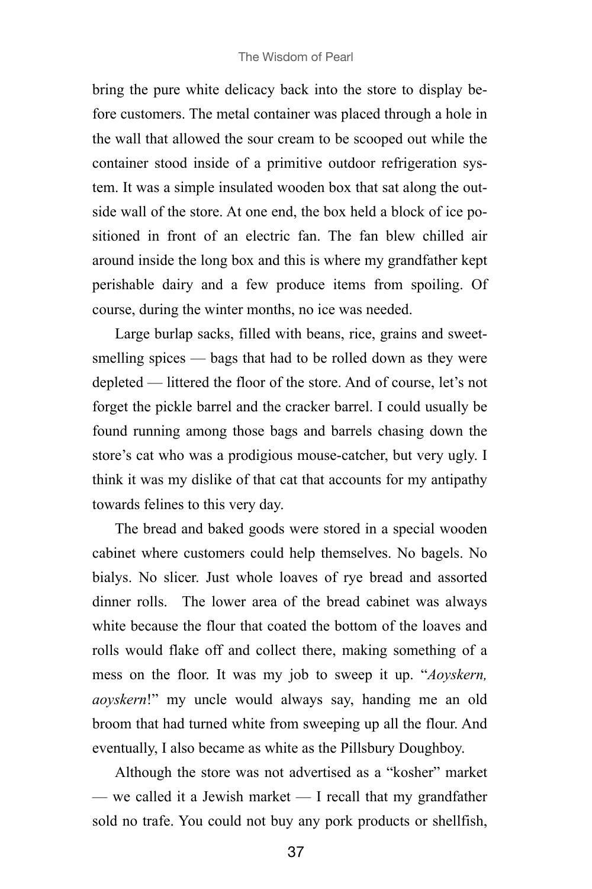bring the pure white delicacy back into the store to display before customers. The metal container was placed through a hole in the wall that allowed the sour cream to be scooped out while the container stood inside of a primitive outdoor refrigeration system. It was a simple insulated wooden box that sat along the outside wall of the store. At one end, the box held a block of ice positioned in front of an electric fan. The fan blew chilled air around inside the long box and this is where my grandfather kept perishable dairy and a few produce items from spoiling. Of course, during the winter months, no ice was needed.

Large burlap sacks, filled with beans, rice, grains and sweet-smelling spices — bags that had to be rolled down as they were depleted — littered the floor of the store. And of course, let's not forget the pickle barrel and the cracker barrel. I could usually be found running among those bags and barrels chasing down the store's cat who was a prodigious mouse-catcher, but very ugly. I think it was my dislike of that cat that accounts for my antipathy towards felines to this very day.

The bread and baked goods were stored in a special wooden cabinet where customers could help themselves. No bagels. No bialys. No slicer. Just whole loaves of rye bread and assorted dinner rolls. The lower area of the bread cabinet was always white because the flour that coated the bottom of the loaves and rolls would flake off and collect there, making something of a mess on the floor. It was my job to sweep it up. "*Aoyskern, aoyskern*!" my uncle would always say, handing me an old broom that had turned white from sweeping up all the flour. And eventually, I also became as white as the Pillsbury Doughboy.

Although the store was not advertised as a "kosher" market — we called it a Jewish market — I recall that my grandfather sold no trafe. You could not buy any pork products or shellfish,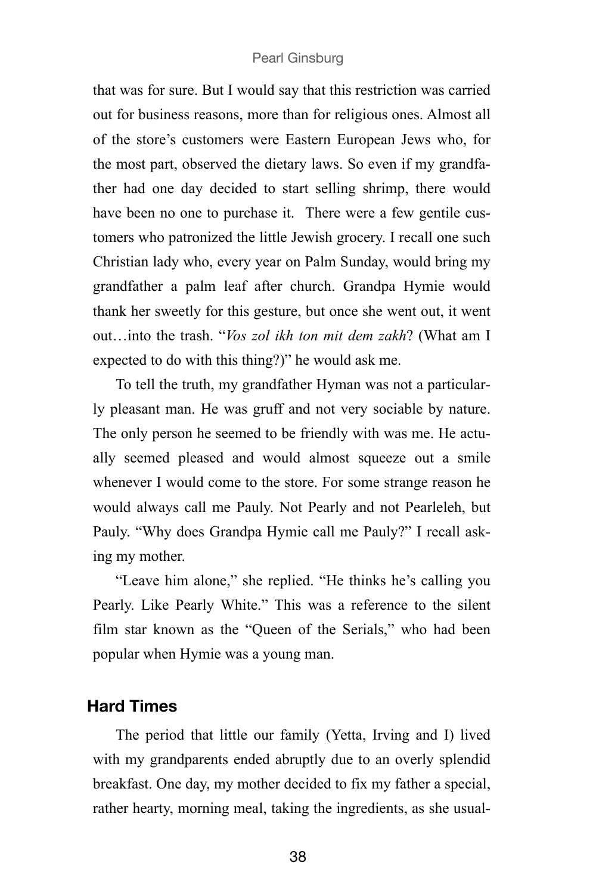that was for sure. But I would say that this restriction was carried out for business reasons, more than for religious ones. Almost all of the store's customers were Eastern European Jews who, for the most part, observed the dietary laws. So even if my grandfather had one day decided to start selling shrimp, there would have been no one to purchase it.  There were a few gentile customers who patronized the little Jewish grocery. I recall one such Christian lady who, every year on Palm Sunday, would bring my grandfather a palm leaf after church. Grandpa Hymie would thank her sweetly for this gesture, but once she went out, it went out…into the trash. "*Vos zol ikh ton mit dem zakh*? (What am I expected to do with this thing?)" he would ask me.

To tell the truth, my grandfather Hyman was not a particularly pleasant man. He was gruff and not very sociable by nature. The only person he seemed to be friendly with was me. He actually seemed pleased and would almost squeeze out a smile whenever I would come to the store. For some strange reason he would always call me Pauly. Not Pearly and not Pearleleh, but Pauly. "Why does Grandpa Hymie call me Pauly?" I recall asking my mother.

"Leave him alone," she replied. "He thinks he's calling you Pearly. Like Pearly White." This was a reference to the silent film star known as the "Queen of the Serials," who had been popular when Hymie was a young man.

## Hard Times

The period that little our family (Yetta, Irving and I) lived with my grandparents ended abruptly due to an overly splendid breakfast. One day, my mother decided to fix my father a special, rather hearty, morning meal, taking the ingredients, as she usual-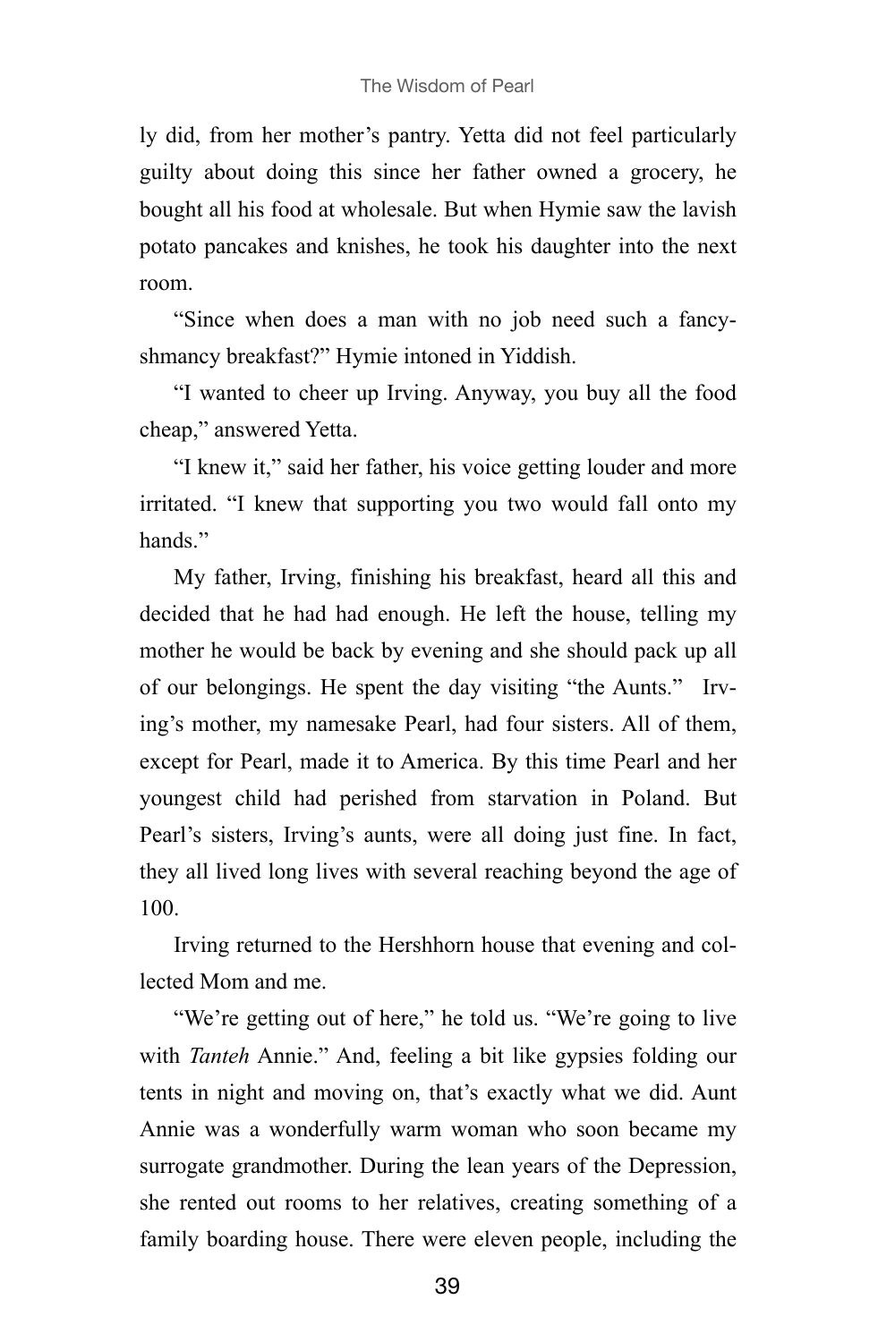ly did, from her mother's pantry. Yetta did not feel particularly guilty about doing this since her father owned a grocery, he bought all his food at wholesale. But when Hymie saw the lavish potato pancakes and knishes, he took his daughter into the next room.

"Since when does a man with no job need such a fancy-shmancy breakfast?" Hymie intoned in Yiddish.

"I wanted to cheer up Irving. Anyway, you buy all the food cheap," answered Yetta.

"I knew it," said her father, his voice getting louder and more irritated. "I knew that supporting you two would fall onto my hands."

My father, Irving, finishing his breakfast, heard all this and decided that he had had enough. He left the house, telling my mother he would be back by evening and she should pack up all of our belongings. He spent the day visiting "the Aunts." Irving's mother, my namesake Pearl, had four sisters. All of them, except for Pearl, made it to America. By this time Pearl and her youngest child had perished from starvation in Poland. But Pearl's sisters, Irving's aunts, were all doing just fine. In fact, they all lived long lives with several reaching beyond the age of 100.

Irving returned to the Hershhorn house that evening and collected Mom and me.

"We're getting out of here," he told us. "We're going to live with *Tanteh* Annie." And, feeling a bit like gypsies folding our tents in night and moving on, that's exactly what we did. Aunt Annie was a wonderfully warm woman who soon became my surrogate grandmother. During the lean years of the Depression, she rented out rooms to her relatives, creating something of a family boarding house. There were eleven people, including the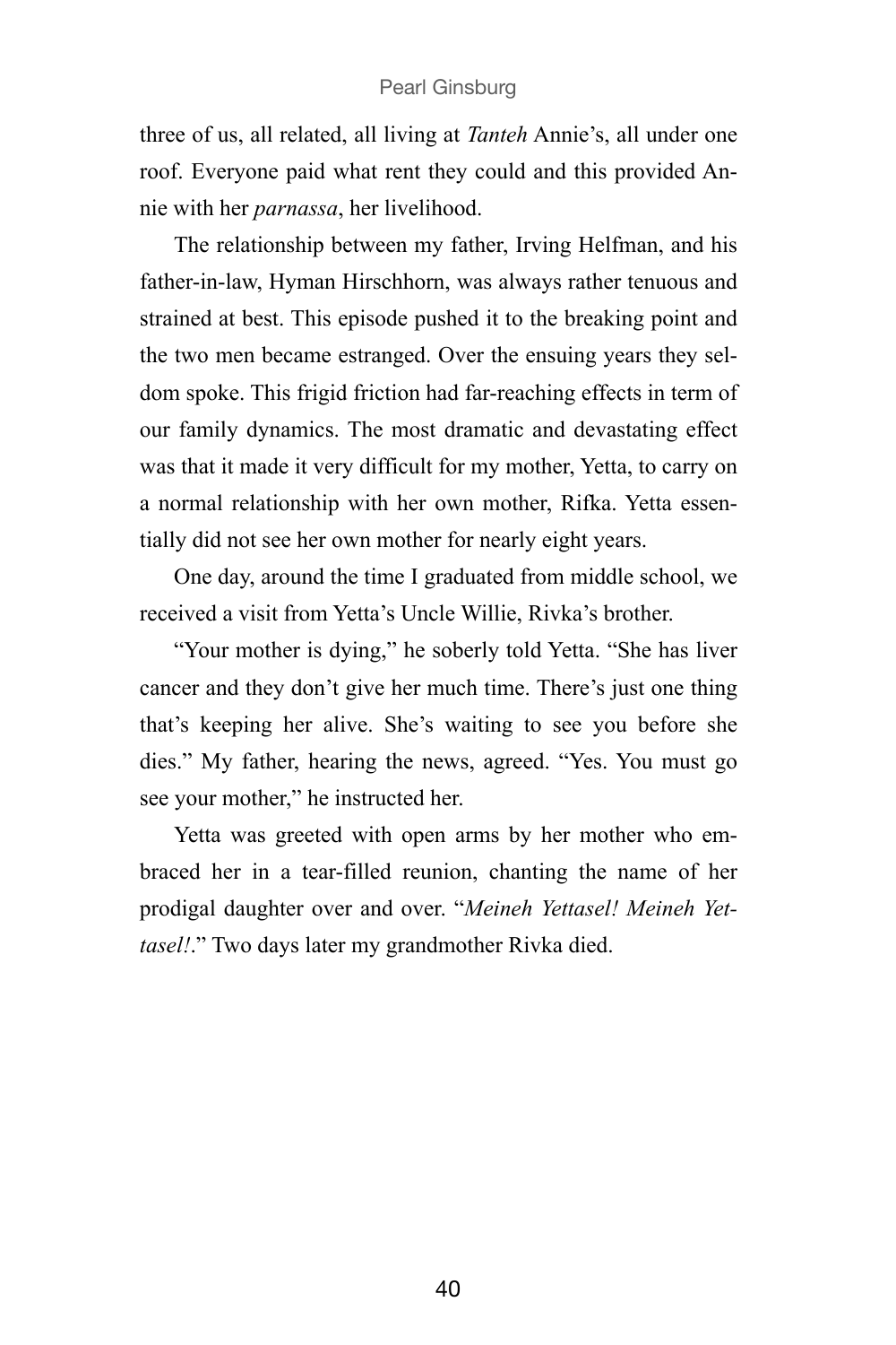three of us, all related, all living at *Tanteh* Annie's, all under one roof. Everyone paid what rent they could and this provided Annie with her *parnassa*, her livelihood.

The relationship between my father, Irving Helfman, and his father-in-law, Hyman Hirschhorn, was always rather tenuous and strained at best. This episode pushed it to the breaking point and the two men became estranged. Over the ensuing years they seldom spoke. This frigid friction had far-reaching effects in term of our family dynamics. The most dramatic and devastating effect was that it made it very difficult for my mother, Yetta, to carry on a normal relationship with her own mother, Rifka. Yetta essentially did not see her own mother for nearly eight years.

One day, around the time I graduated from middle school, we received a visit from Yetta's Uncle Willie, Rivka's brother.

"Your mother is dying," he soberly told Yetta. "She has liver cancer and they don't give her much time. There's just one thing that's keeping her alive. She's waiting to see you before she dies." My father, hearing the news, agreed. "Yes. You must go see your mother," he instructed her.

Yetta was greeted with open arms by her mother who embraced her in a tear-filled reunion, chanting the name of her prodigal daughter over and over. "*Meineh Yettasel! Meineh Yettasel!*." Two days later my grandmother Rivka died.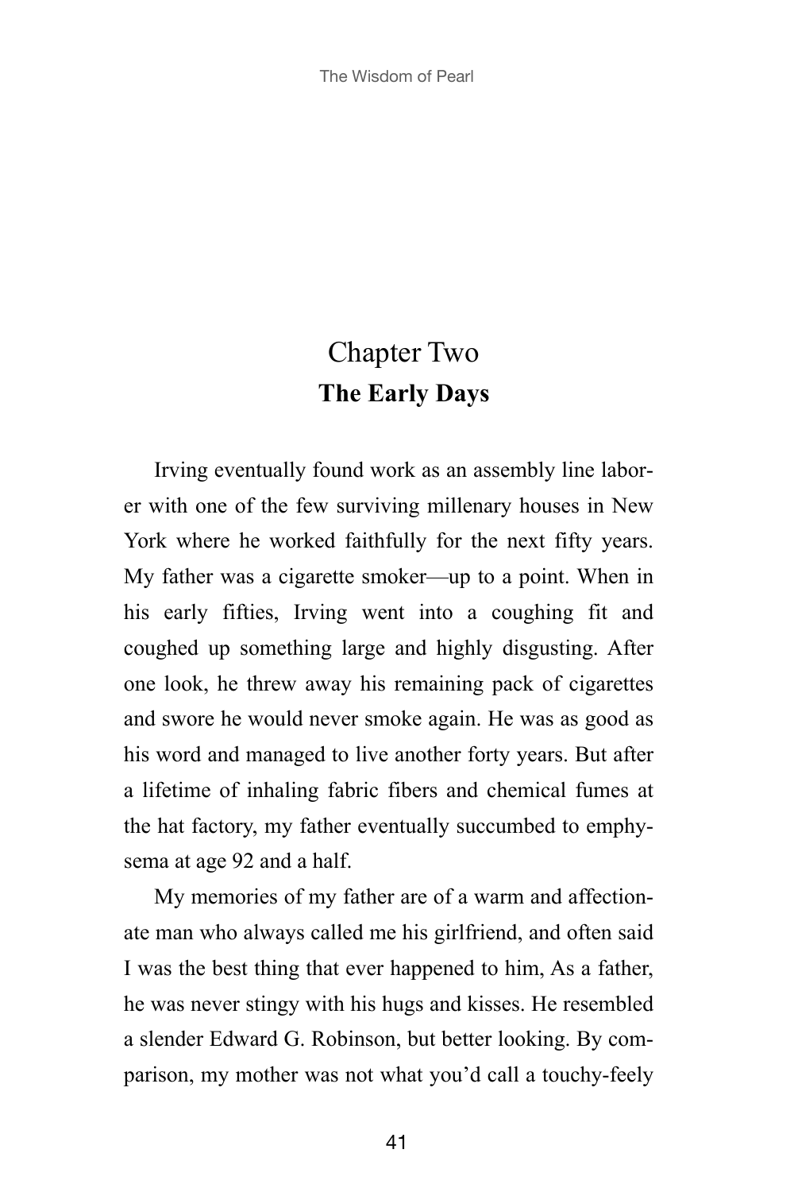# Chapter Two
## **The Early Days**

Irving eventually found work as an assembly line laborer with one of the few surviving millenary houses in New York where he worked faithfully for the next fifty years. My father was a cigarette smoker—up to a point. When in his early fifties, Irving went into a coughing fit and coughed up something large and highly disgusting. After one look, he threw away his remaining pack of cigarettes and swore he would never smoke again. He was as good as his word and managed to live another forty years. But after a lifetime of inhaling fabric fibers and chemical fumes at the hat factory, my father eventually succumbed to emphysema at age 92 and a half.

My memories of my father are of a warm and affectionate man who always called me his girlfriend, and often said I was the best thing that ever happened to him, As a father, he was never stingy with his hugs and kisses. He resembled a slender Edward G. Robinson, but better looking. By comparison, my mother was not what you'd call a touchy-feely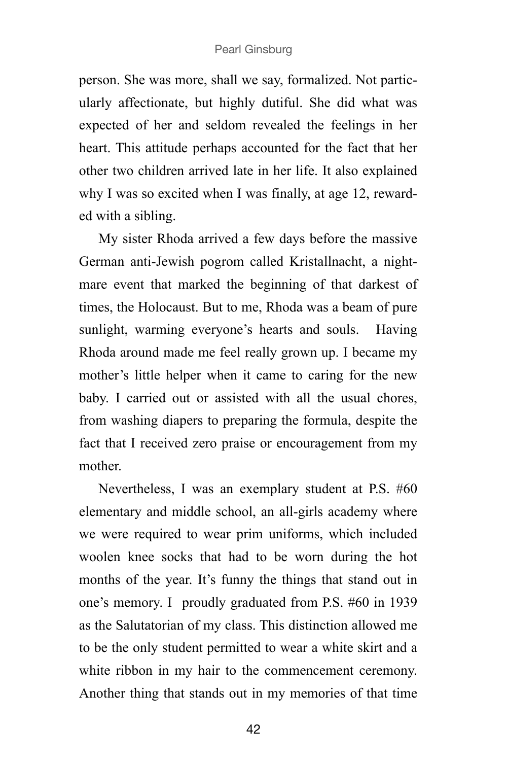person. She was more, shall we say, formalized. Not particularly affectionate, but highly dutiful. She did what was expected of her and seldom revealed the feelings in her heart. This attitude perhaps accounted for the fact that her other two children arrived late in her life. It also explained why I was so excited when I was finally, at age 12, rewarded with a sibling.

My sister Rhoda arrived a few days before the massive German anti-Jewish pogrom called Kristallnacht, a nightmare event that marked the beginning of that darkest of times, the Holocaust. But to me, Rhoda was a beam of pure sunlight, warming everyone's hearts and souls. Having Rhoda around made me feel really grown up. I became my mother's little helper when it came to caring for the new baby. I carried out or assisted with all the usual chores, from washing diapers to preparing the formula, despite the fact that I received zero praise or encouragement from my mother.

Nevertheless, I was an exemplary student at P.S. #60 elementary and middle school, an all-girls academy where we were required to wear prim uniforms, which included woolen knee socks that had to be worn during the hot months of the year. It's funny the things that stand out in one's memory. I proudly graduated from P.S. #60 in 1939 as the Salutatorian of my class. This distinction allowed me to be the only student permitted to wear a white skirt and a white ribbon in my hair to the commencement ceremony. Another thing that stands out in my memories of that time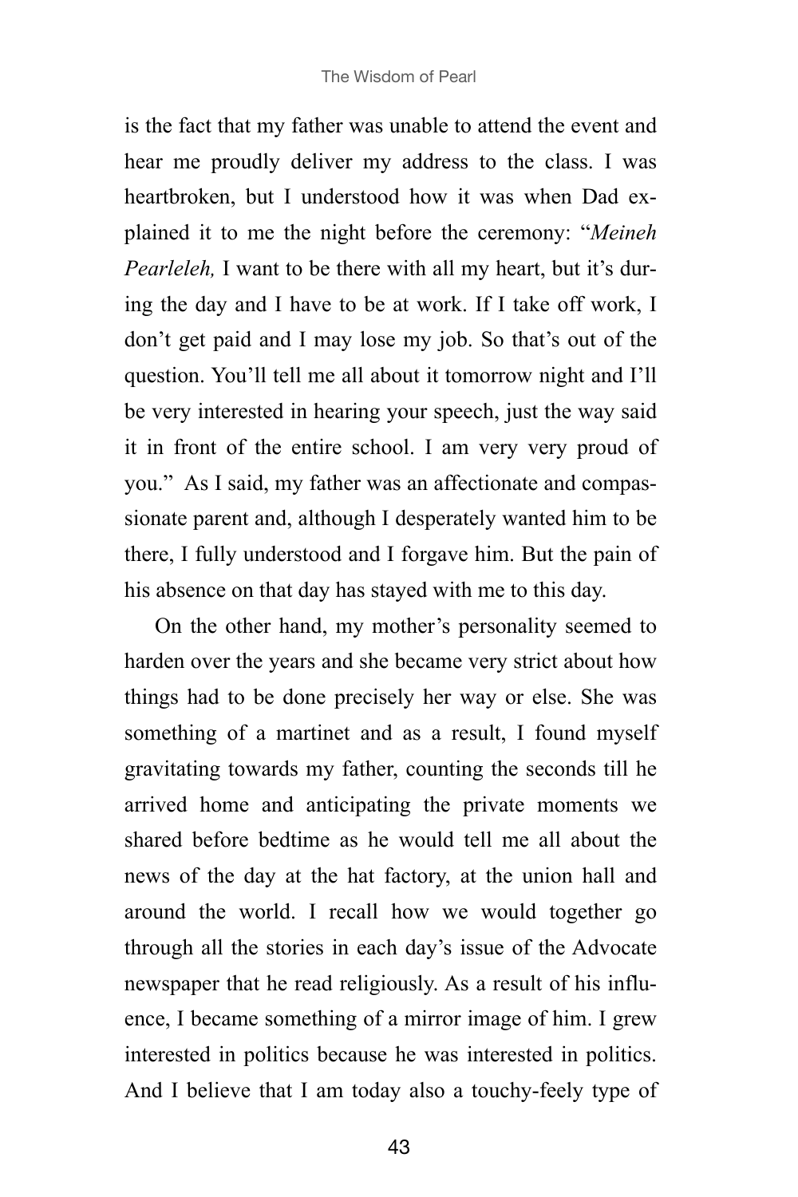is the fact that my father was unable to attend the event and hear me proudly deliver my address to the class. I was heartbroken, but I understood how it was when Dad explained it to me the night before the ceremony: "*Meineh Pearleleh,* I want to be there with all my heart, but it's during the day and I have to be at work. If I take off work, I don't get paid and I may lose my job. So that's out of the question. You'll tell me all about it tomorrow night and I'll be very interested in hearing your speech, just the way said it in front of the entire school. I am very very proud of you." As I said, my father was an affectionate and compassionate parent and, although I desperately wanted him to be there, I fully understood and I forgave him. But the pain of his absence on that day has stayed with me to this day.

On the other hand, my mother's personality seemed to harden over the years and she became very strict about how things had to be done precisely her way or else. She was something of a martinet and as a result, I found myself gravitating towards my father, counting the seconds till he arrived home and anticipating the private moments we shared before bedtime as he would tell me all about the news of the day at the hat factory, at the union hall and around the world. I recall how we would together go through all the stories in each day's issue of the Advocate newspaper that he read religiously. As a result of his influence, I became something of a mirror image of him. I grew interested in politics because he was interested in politics. And I believe that I am today also a touchy-feely type of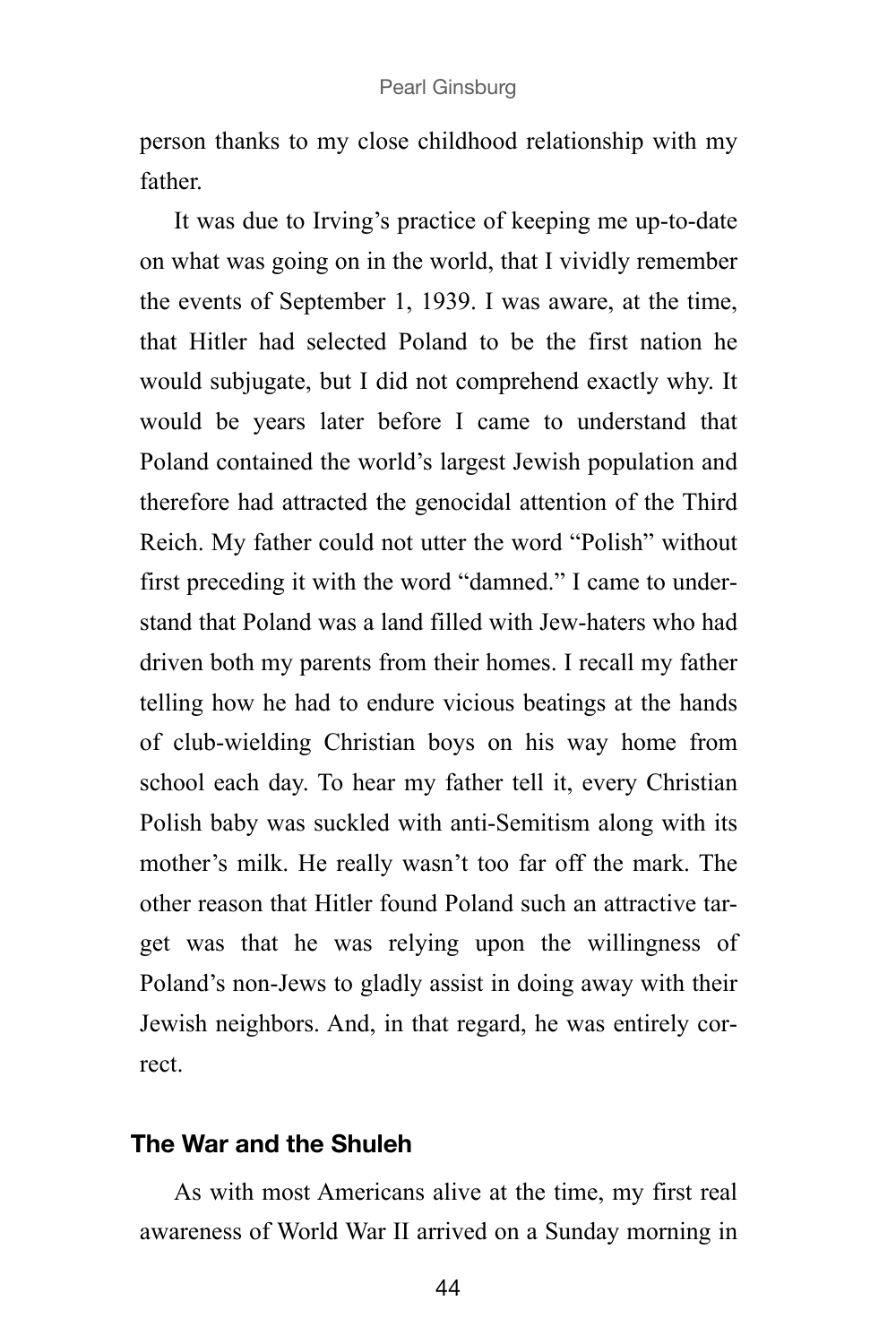person thanks to my close childhood relationship with my father.

It was due to Irving's practice of keeping me up-to-date on what was going on in the world, that I vividly remember the events of September 1, 1939. I was aware, at the time, that Hitler had selected Poland to be the first nation he would subjugate, but I did not comprehend exactly why. It would be years later before I came to understand that Poland contained the world's largest Jewish population and therefore had attracted the genocidal attention of the Third Reich. My father could not utter the word "Polish" without first preceding it with the word "damned." I came to understand that Poland was a land filled with Jew-haters who had driven both my parents from their homes. I recall my father telling how he had to endure vicious beatings at the hands of club-wielding Christian boys on his way home from school each day. To hear my father tell it, every Christian Polish baby was suckled with anti-Semitism along with its mother's milk. He really wasn't too far off the mark. The other reason that Hitler found Poland such an attractive target was that he was relying upon the willingness of Poland's non-Jews to gladly assist in doing away with their Jewish neighbors. And, in that regard, he was entirely correct.

### The War and the Shuleh

As with most Americans alive at the time, my first real awareness of World War II arrived on a Sunday morning in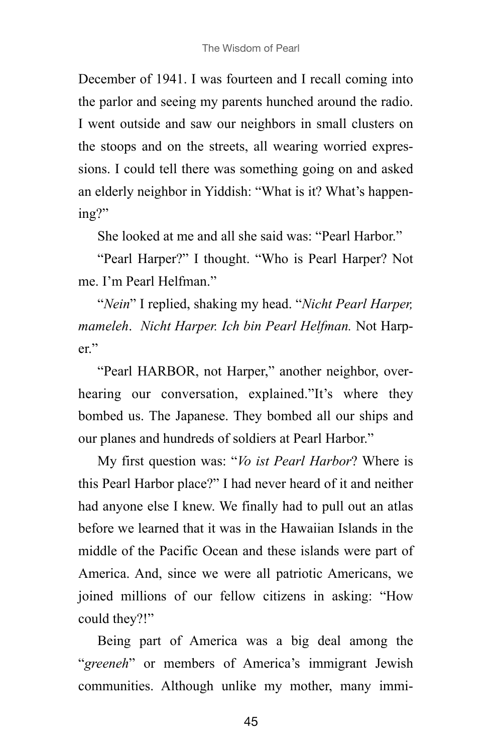December of 1941. I was fourteen and I recall coming into the parlor and seeing my parents hunched around the radio. I went outside and saw our neighbors in small clusters on the stoops and on the streets, all wearing worried expressions. I could tell there was something going on and asked an elderly neighbor in Yiddish: "What is it? What's happening?"

She looked at me and all she said was: "Pearl Harbor."

"Pearl Harper?" I thought. "Who is Pearl Harper? Not me. I'm Pearl Helfman."

"*Nein*" I replied, shaking my head. "*Nicht Pearl Harper, mameleh*. *Nicht Harper. Ich bin Pearl Helfman.* Not Harper."

"Pearl HARBOR, not Harper," another neighbor, overhearing our conversation, explained."It's where they bombed us. The Japanese. They bombed all our ships and our planes and hundreds of soldiers at Pearl Harbor."

My first question was: "*Vo ist Pearl Harbor*? Where is this Pearl Harbor place?" I had never heard of it and neither had anyone else I knew. We finally had to pull out an atlas before we learned that it was in the Hawaiian Islands in the middle of the Pacific Ocean and these islands were part of America. And, since we were all patriotic Americans, we joined millions of our fellow citizens in asking: "How could they?!"

Being part of America was a big deal among the "*greeneh*" or members of America's immigrant Jewish communities. Although unlike my mother, many immi-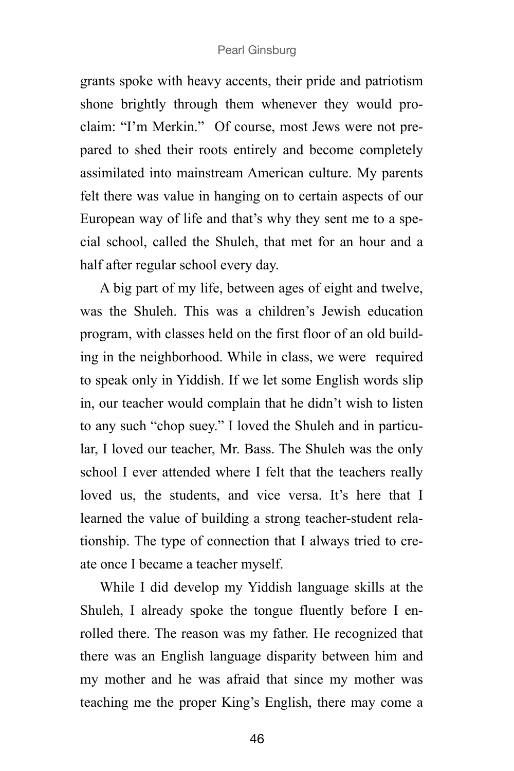grants spoke with heavy accents, their pride and patriotism shone brightly through them whenever they would proclaim: "I'm Merkin." Of course, most Jews were not prepared to shed their roots entirely and become completely assimilated into mainstream American culture. My parents felt there was value in hanging on to certain aspects of our European way of life and that's why they sent me to a special school, called the Shuleh, that met for an hour and a half after regular school every day.

A big part of my life, between ages of eight and twelve, was the Shuleh. This was a children's Jewish education program, with classes held on the first floor of an old building in the neighborhood. While in class, we were required to speak only in Yiddish. If we let some English words slip in, our teacher would complain that he didn't wish to listen to any such "chop suey." I loved the Shuleh and in particular, I loved our teacher, Mr. Bass. The Shuleh was the only school I ever attended where I felt that the teachers really loved us, the students, and vice versa. It's here that I learned the value of building a strong teacher-student relationship. The type of connection that I always tried to create once I became a teacher myself.

While I did develop my Yiddish language skills at the Shuleh, I already spoke the tongue fluently before I enrolled there. The reason was my father. He recognized that there was an English language disparity between him and my mother and he was afraid that since my mother was teaching me the proper King's English, there may come a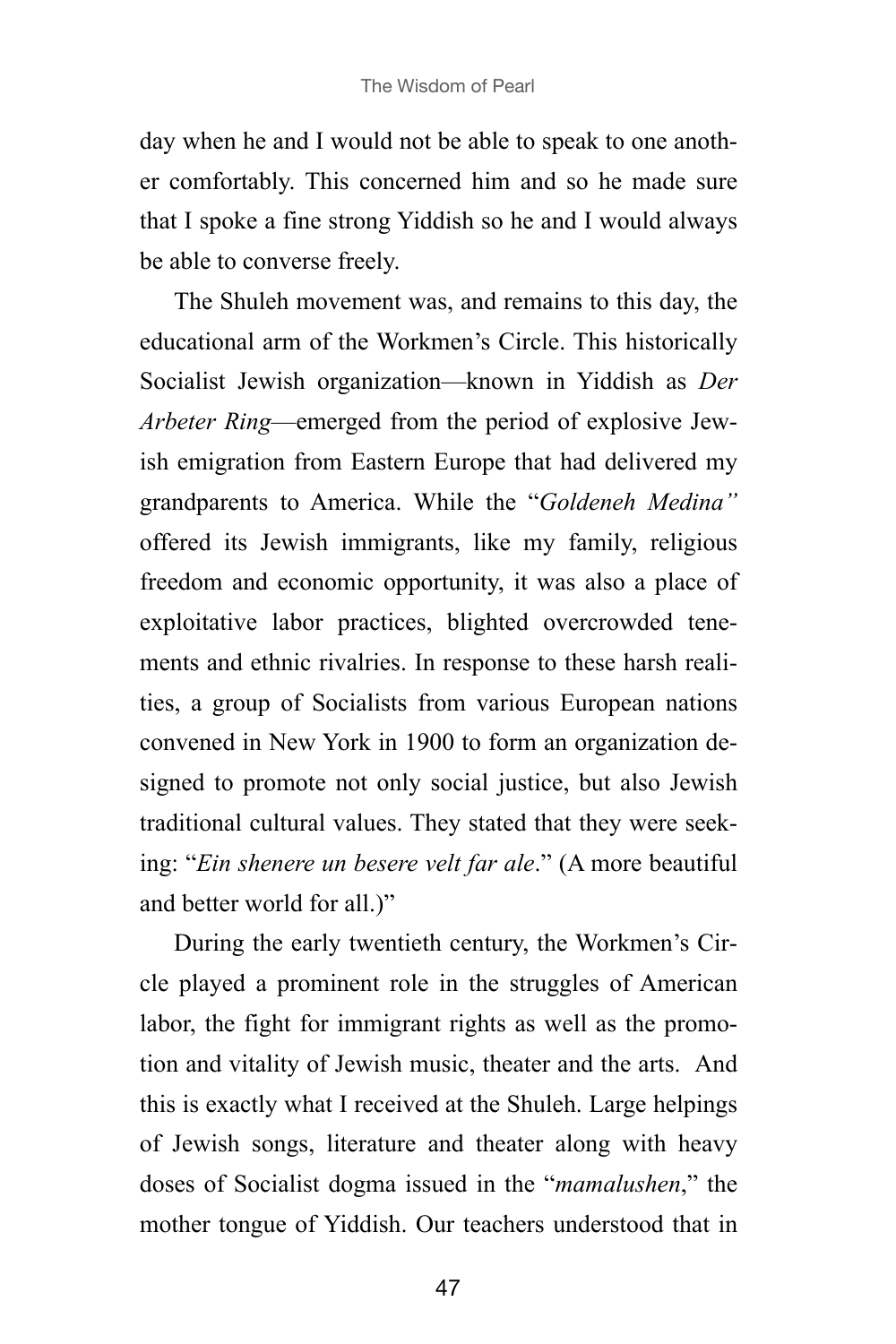day when he and I would not be able to speak to one another comfortably. This concerned him and so he made sure that I spoke a fine strong Yiddish so he and I would always be able to converse freely.

The Shuleh movement was, and remains to this day, the educational arm of the Workmen's Circle. This historically Socialist Jewish organization—known in Yiddish as *Der Arbeter Ring*—emerged from the period of explosive Jewish emigration from Eastern Europe that had delivered my grandparents to America. While the "*Goldeneh Medina"* offered its Jewish immigrants, like my family, religious freedom and economic opportunity, it was also a place of exploitative labor practices, blighted overcrowded tenements and ethnic rivalries. In response to these harsh realities, a group of Socialists from various European nations convened in New York in 1900 to form an organization designed to promote not only social justice, but also Jewish traditional cultural values. They stated that they were seeking: "*Ein shenere un besere velt far ale*." (A more beautiful and better world for all.)"

During the early twentieth century, the Workmen's Circle played a prominent role in the struggles of American labor, the fight for immigrant rights as well as the promotion and vitality of Jewish music, theater and the arts. And this is exactly what I received at the Shuleh. Large helpings of Jewish songs, literature and theater along with heavy doses of Socialist dogma issued in the "*mamalushen*," the mother tongue of Yiddish. Our teachers understood that in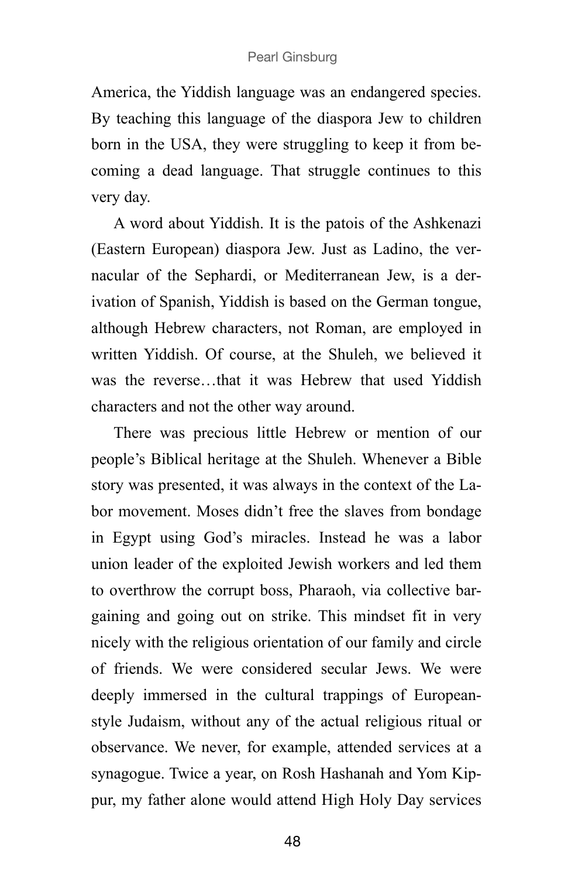America, the Yiddish language was an endangered species. By teaching this language of the diaspora Jew to children born in the USA, they were struggling to keep it from becoming a dead language. That struggle continues to this very day.

A word about Yiddish. It is the patois of the Ashkenazi (Eastern European) diaspora Jew. Just as Ladino, the vernacular of the Sephardi, or Mediterranean Jew, is a derivation of Spanish, Yiddish is based on the German tongue, although Hebrew characters, not Roman, are employed in written Yiddish. Of course, at the Shuleh, we believed it was the reverse…that it was Hebrew that used Yiddish characters and not the other way around.

There was precious little Hebrew or mention of our people's Biblical heritage at the Shuleh. Whenever a Bible story was presented, it was always in the context of the Labor movement. Moses didn't free the slaves from bondage in Egypt using God's miracles. Instead he was a labor union leader of the exploited Jewish workers and led them to overthrow the corrupt boss, Pharaoh, via collective bargaining and going out on strike. This mindset fit in very nicely with the religious orientation of our family and circle of friends. We were considered secular Jews. We were deeply immersed in the cultural trappings of European-style Judaism, without any of the actual religious ritual or observance. We never, for example, attended services at a synagogue. Twice a year, on Rosh Hashanah and Yom Kippur, my father alone would attend High Holy Day services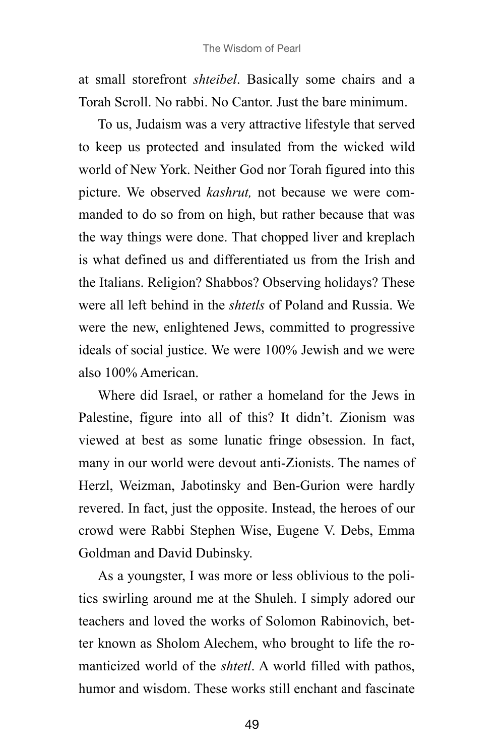at small storefront *shteibel*. Basically some chairs and a Torah Scroll. No rabbi. No Cantor. Just the bare minimum.

To us, Judaism was a very attractive lifestyle that served to keep us protected and insulated from the wicked wild world of New York. Neither God nor Torah figured into this picture. We observed *kashrut,* not because we were commanded to do so from on high, but rather because that was the way things were done. That chopped liver and kreplach is what defined us and differentiated us from the Irish and the Italians. Religion? Shabbos? Observing holidays? These were all left behind in the *shtetls* of Poland and Russia. We were the new, enlightened Jews, committed to progressive ideals of social justice. We were 100% Jewish and we were also 100% American.

Where did Israel, or rather a homeland for the Jews in Palestine, figure into all of this? It didn't. Zionism was viewed at best as some lunatic fringe obsession. In fact, many in our world were devout anti-Zionists. The names of Herzl, Weizman, Jabotinsky and Ben-Gurion were hardly revered. In fact, just the opposite. Instead, the heroes of our crowd were Rabbi Stephen Wise, Eugene V. Debs, Emma Goldman and David Dubinsky.

As a youngster, I was more or less oblivious to the politics swirling around me at the Shuleh. I simply adored our teachers and loved the works of Solomon Rabinovich, better known as Sholom Alechem, who brought to life the romanticized world of the *shtetl*. A world filled with pathos, humor and wisdom. These works still enchant and fascinate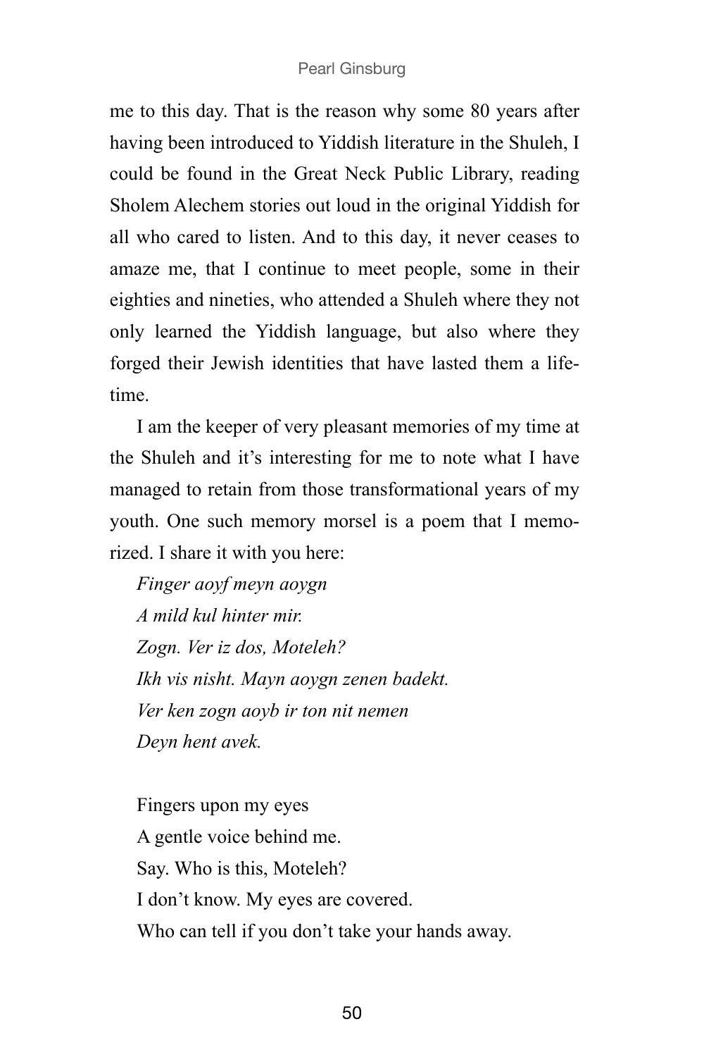me to this day. That is the reason why some 80 years after having been introduced to Yiddish literature in the Shuleh, I could be found in the Great Neck Public Library, reading Sholem Alechem stories out loud in the original Yiddish for all who cared to listen. And to this day, it never ceases to amaze me, that I continue to meet people, some in their eighties and nineties, who attended a Shuleh where they not only learned the Yiddish language, but also where they forged their Jewish identities that have lasted them a lifetime.

I am the keeper of very pleasant memories of my time at the Shuleh and it's interesting for me to note what I have managed to retain from those transformational years of my youth. One such memory morsel is a poem that I memorized. I share it with you here:

*Finger aoyf meyn aoygn*
*A mild kul hinter mir.*
*Zogn. Ver iz dos, Moteleh?*
*Ikh vis nisht. Mayn aoygn zenen badekt.*
*Ver ken zogn aoyb ir ton nit nemen*
*Deyn hent avek.*

Fingers upon my eyes
A gentle voice behind me.
Say. Who is this, Moteleh?
I don't know. My eyes are covered.
Who can tell if you don't take your hands away.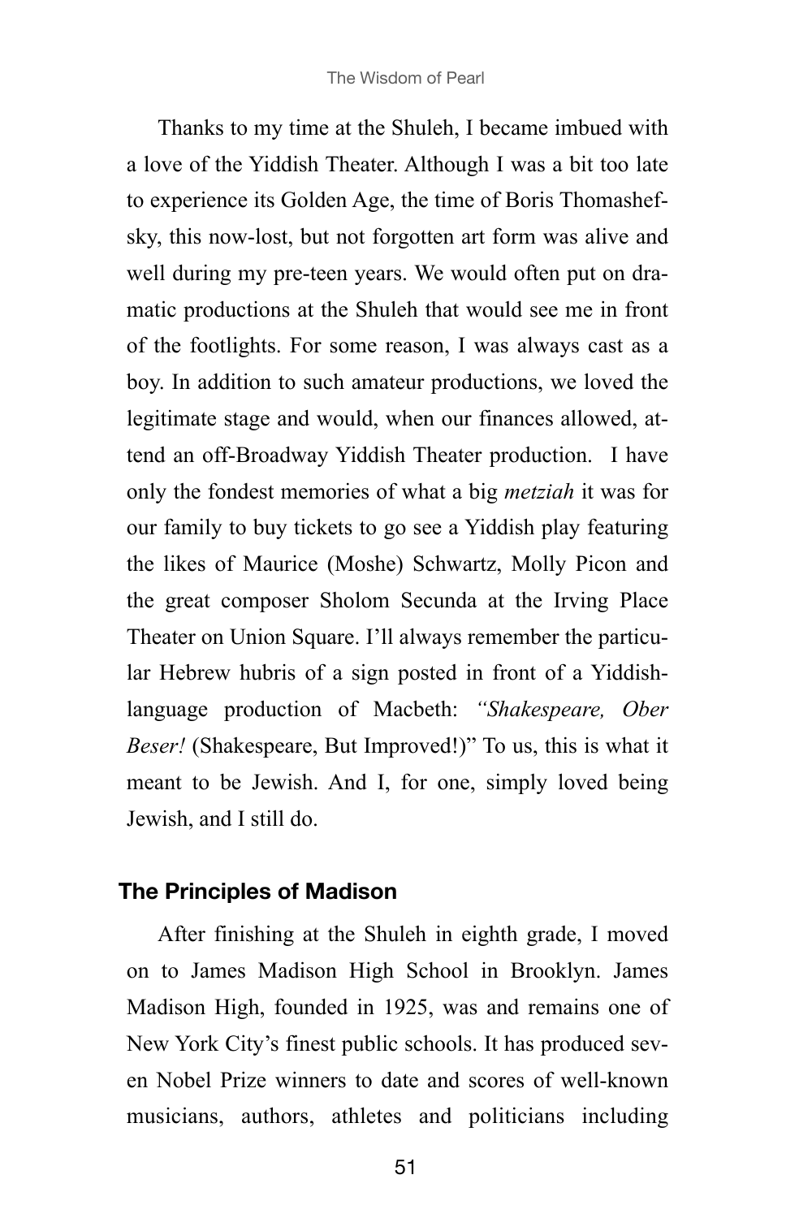Thanks to my time at the Shuleh, I became imbued with a love of the Yiddish Theater. Although I was a bit too late to experience its Golden Age, the time of Boris Thomashefsky, this now-lost, but not forgotten art form was alive and well during my pre-teen years. We would often put on dramatic productions at the Shuleh that would see me in front of the footlights. For some reason, I was always cast as a boy. In addition to such amateur productions, we loved the legitimate stage and would, when our finances allowed, attend an off-Broadway Yiddish Theater production. I have only the fondest memories of what a big *metziah* it was for our family to buy tickets to go see a Yiddish play featuring the likes of Maurice (Moshe) Schwartz, Molly Picon and the great composer Sholom Secunda at the Irving Place Theater on Union Square. I'll always remember the particular Hebrew hubris of a sign posted in front of a Yiddish-language production of Macbeth: *"Shakespeare, Ober Beser!* (Shakespeare, But Improved!)" To us, this is what it meant to be Jewish. And I, for one, simply loved being Jewish, and I still do.

### The Principles of Madison

After finishing at the Shuleh in eighth grade, I moved on to James Madison High School in Brooklyn. James Madison High, founded in 1925, was and remains one of New York City's finest public schools. It has produced seven Nobel Prize winners to date and scores of well-known musicians, authors, athletes and politicians including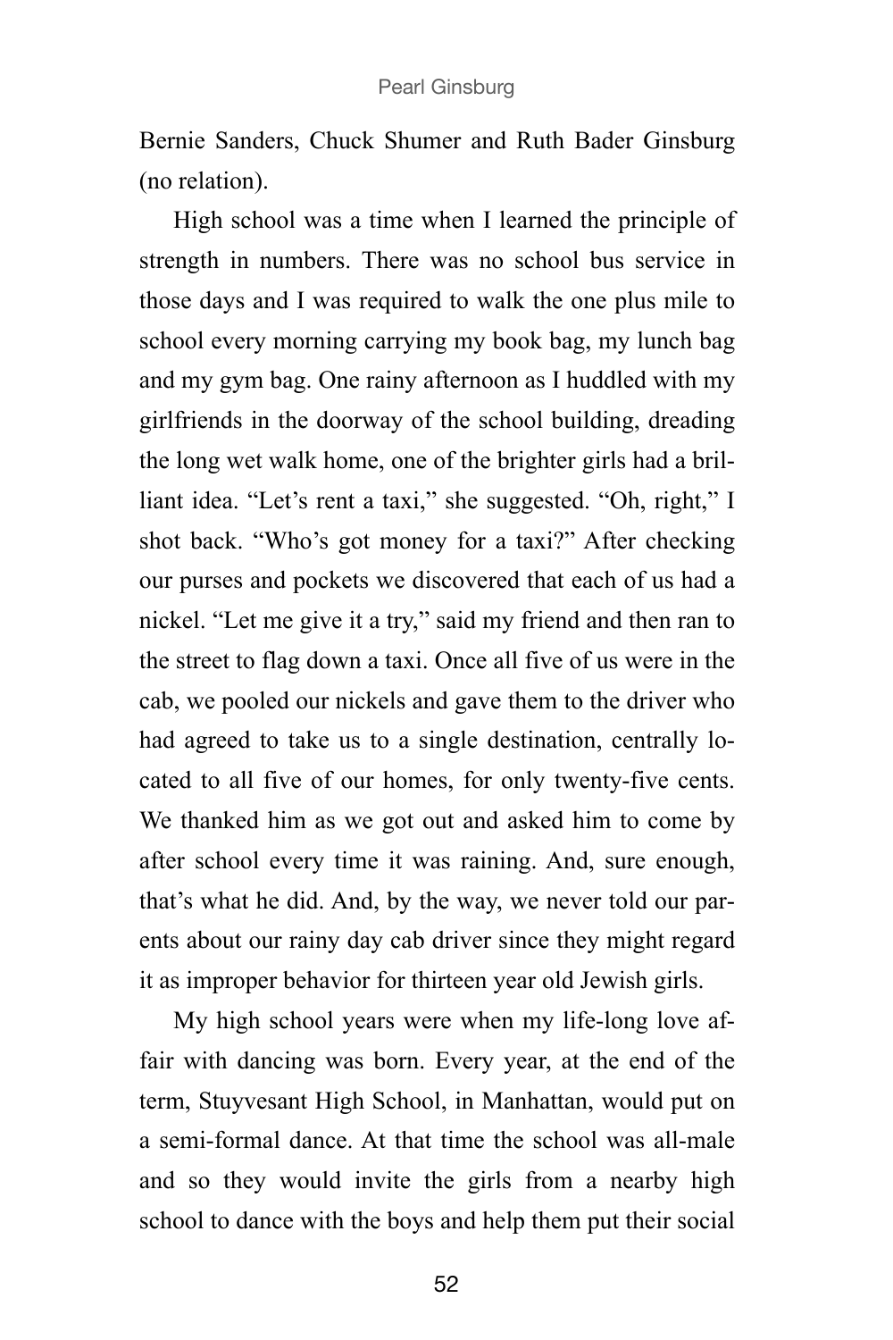Bernie Sanders, Chuck Shumer and Ruth Bader Ginsburg (no relation).

High school was a time when I learned the principle of strength in numbers. There was no school bus service in those days and I was required to walk the one plus mile to school every morning carrying my book bag, my lunch bag and my gym bag. One rainy afternoon as I huddled with my girlfriends in the doorway of the school building, dreading the long wet walk home, one of the brighter girls had a brilliant idea. "Let's rent a taxi," she suggested. "Oh, right," I shot back. "Who's got money for a taxi?" After checking our purses and pockets we discovered that each of us had a nickel. "Let me give it a try," said my friend and then ran to the street to flag down a taxi. Once all five of us were in the cab, we pooled our nickels and gave them to the driver who had agreed to take us to a single destination, centrally located to all five of our homes, for only twenty-five cents. We thanked him as we got out and asked him to come by after school every time it was raining. And, sure enough, that's what he did. And, by the way, we never told our parents about our rainy day cab driver since they might regard it as improper behavior for thirteen year old Jewish girls.

My high school years were when my life-long love affair with dancing was born. Every year, at the end of the term, Stuyvesant High School, in Manhattan, would put on a semi-formal dance. At that time the school was all-male and so they would invite the girls from a nearby high school to dance with the boys and help them put their social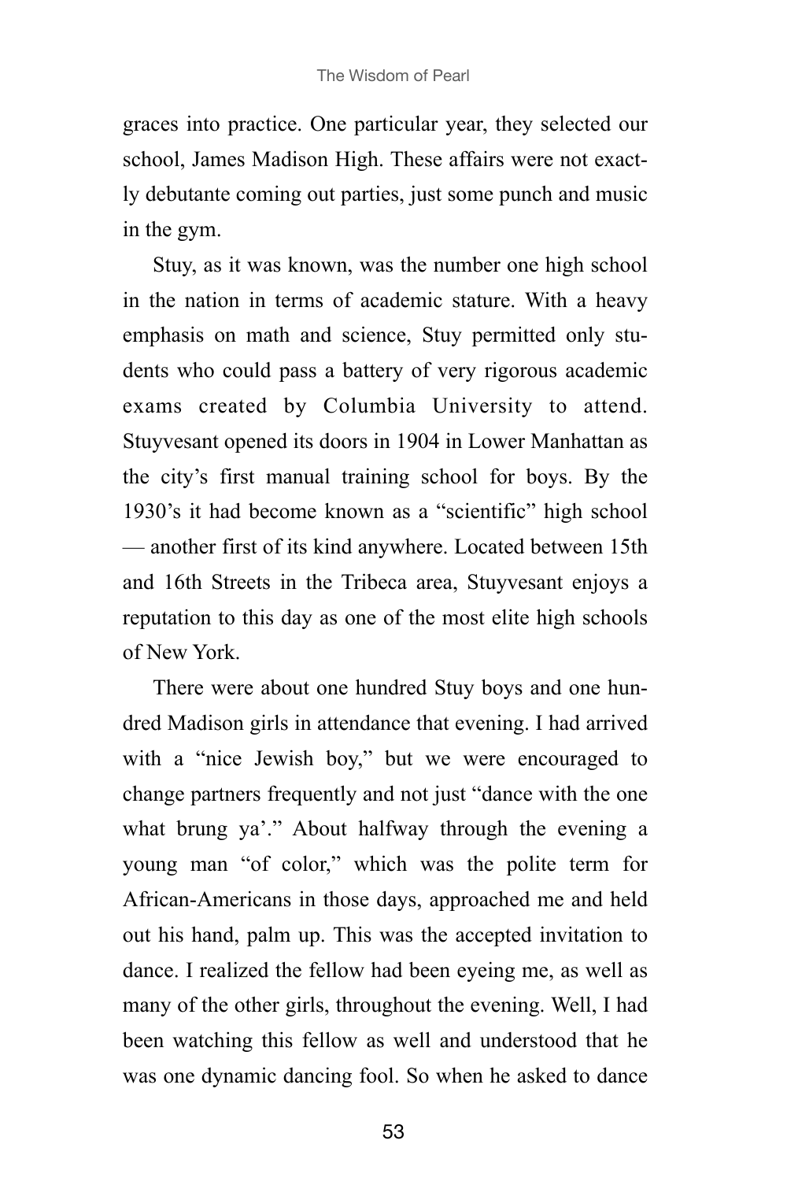graces into practice. One particular year, they selected our school, James Madison High. These affairs were not exactly debutante coming out parties, just some punch and music in the gym.

Stuy, as it was known, was the number one high school in the nation in terms of academic stature. With a heavy emphasis on math and science, Stuy permitted only students who could pass a battery of very rigorous academic exams created by Columbia University to attend. Stuyvesant opened its doors in 1904 in Lower Manhattan as the city's first manual training school for boys. By the 1930's it had become known as a "scientific" high school — another first of its kind anywhere. Located between 15th and 16th Streets in the Tribeca area, Stuyvesant enjoys a reputation to this day as one of the most elite high schools of New York.

There were about one hundred Stuy boys and one hundred Madison girls in attendance that evening. I had arrived with a "nice Jewish boy," but we were encouraged to change partners frequently and not just "dance with the one what brung ya'." About halfway through the evening a young man "of color," which was the polite term for African-Americans in those days, approached me and held out his hand, palm up. This was the accepted invitation to dance. I realized the fellow had been eyeing me, as well as many of the other girls, throughout the evening. Well, I had been watching this fellow as well and understood that he was one dynamic dancing fool. So when he asked to dance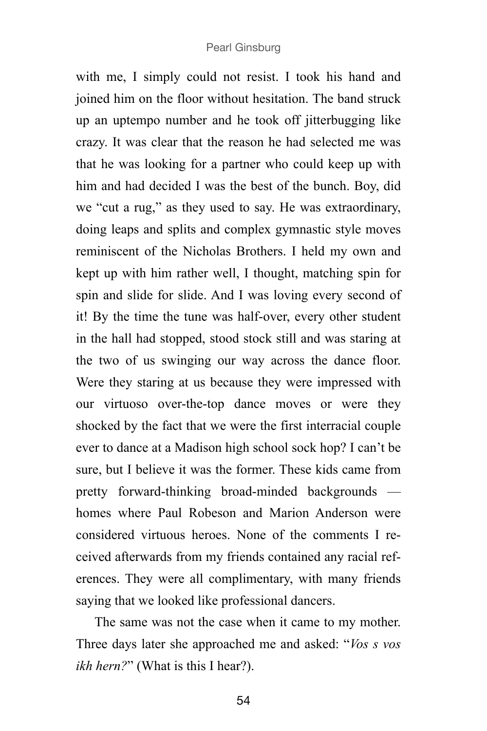with me, I simply could not resist. I took his hand and joined him on the floor without hesitation. The band struck up an uptempo number and he took off jitterbugging like crazy. It was clear that the reason he had selected me was that he was looking for a partner who could keep up with him and had decided I was the best of the bunch. Boy, did we "cut a rug," as they used to say. He was extraordinary, doing leaps and splits and complex gymnastic style moves reminiscent of the Nicholas Brothers. I held my own and kept up with him rather well, I thought, matching spin for spin and slide for slide. And I was loving every second of it! By the time the tune was half-over, every other student in the hall had stopped, stood stock still and was staring at the two of us swinging our way across the dance floor. Were they staring at us because they were impressed with our virtuoso over-the-top dance moves or were they shocked by the fact that we were the first interracial couple ever to dance at a Madison high school sock hop? I can't be sure, but I believe it was the former. These kids came from pretty forward-thinking broad-minded backgrounds — homes where Paul Robeson and Marion Anderson were considered virtuous heroes. None of the comments I received afterwards from my friends contained any racial references. They were all complimentary, with many friends saying that we looked like professional dancers.

The same was not the case when it came to my mother. Three days later she approached me and asked: "*Vos s vos ikh hern?*" (What is this I hear?).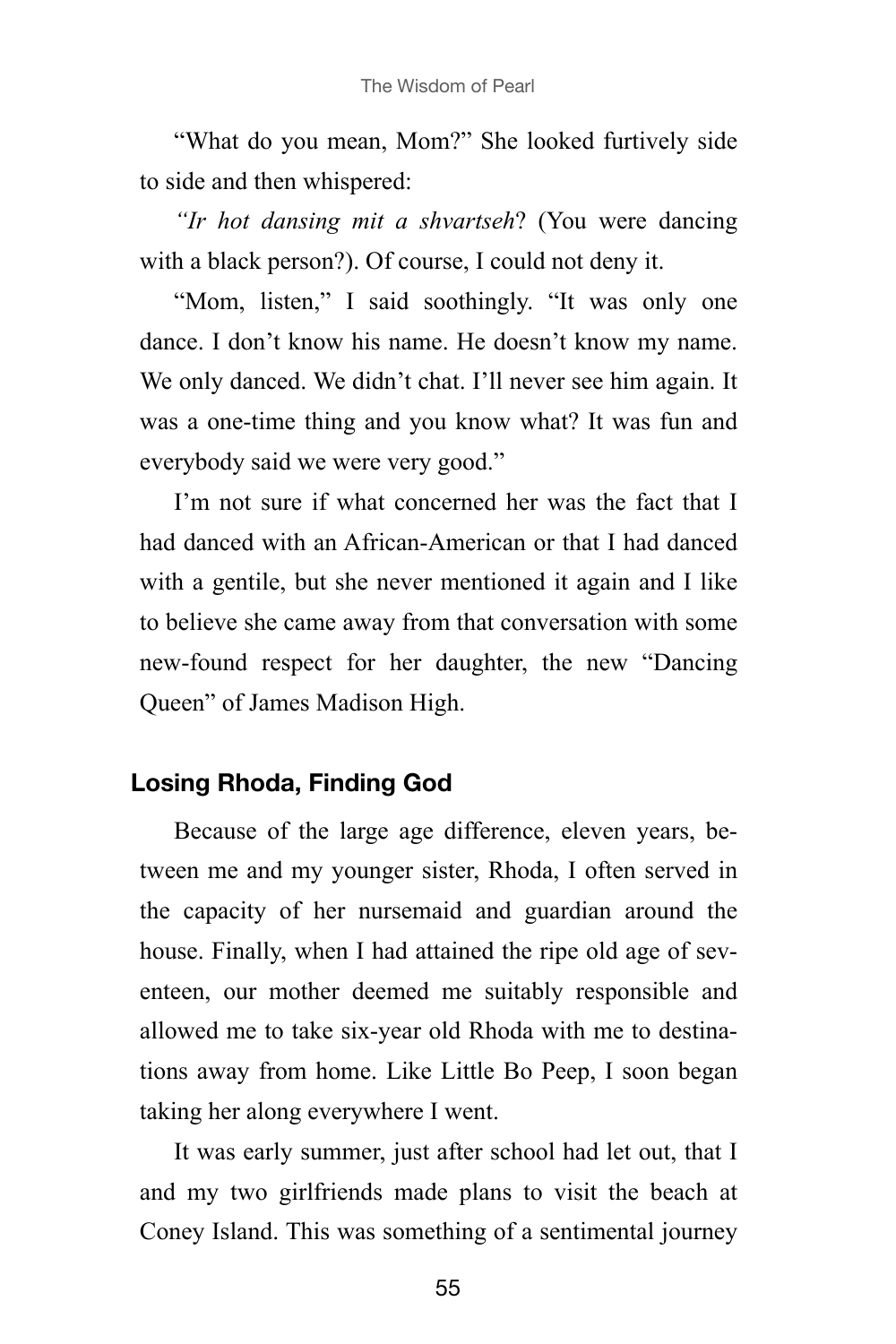"What do you mean, Mom?" She looked furtively side to side and then whispered:

*"Ir hot dansing mit a shvartseh*? (You were dancing with a black person?). Of course, I could not deny it.

"Mom, listen," I said soothingly. "It was only one dance. I don't know his name. He doesn't know my name. We only danced. We didn't chat. I'll never see him again. It was a one-time thing and you know what? It was fun and everybody said we were very good."

I'm not sure if what concerned her was the fact that I had danced with an African-American or that I had danced with a gentile, but she never mentioned it again and I like to believe she came away from that conversation with some new-found respect for her daughter, the new "Dancing Queen" of James Madison High.

## Losing Rhoda, Finding God

Because of the large age difference, eleven years, between me and my younger sister, Rhoda, I often served in the capacity of her nursemaid and guardian around the house. Finally, when I had attained the ripe old age of seventeen, our mother deemed me suitably responsible and allowed me to take six-year old Rhoda with me to destinations away from home. Like Little Bo Peep, I soon began taking her along everywhere I went.

It was early summer, just after school had let out, that I and my two girlfriends made plans to visit the beach at Coney Island. This was something of a sentimental journey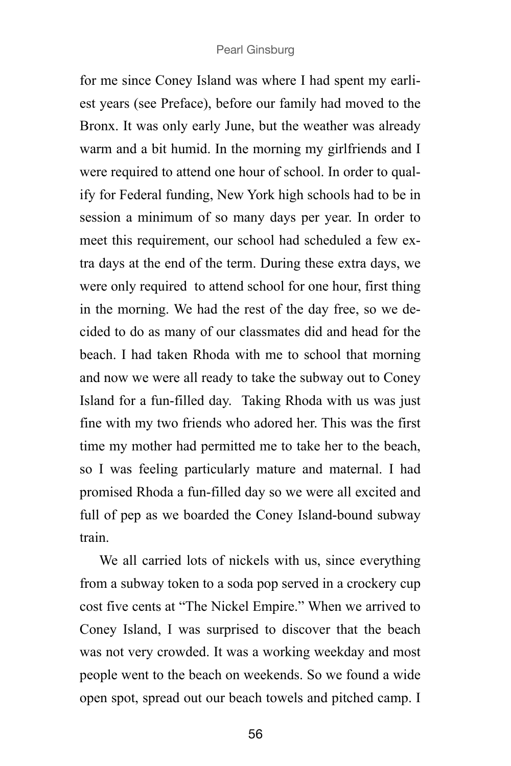for me since Coney Island was where I had spent my earliest years (see Preface), before our family had moved to the Bronx. It was only early June, but the weather was already warm and a bit humid. In the morning my girlfriends and I were required to attend one hour of school. In order to qualify for Federal funding, New York high schools had to be in session a minimum of so many days per year. In order to meet this requirement, our school had scheduled a few extra days at the end of the term. During these extra days, we were only required to attend school for one hour, first thing in the morning. We had the rest of the day free, so we decided to do as many of our classmates did and head for the beach. I had taken Rhoda with me to school that morning and now we were all ready to take the subway out to Coney Island for a fun-filled day. Taking Rhoda with us was just fine with my two friends who adored her. This was the first time my mother had permitted me to take her to the beach, so I was feeling particularly mature and maternal. I had promised Rhoda a fun-filled day so we were all excited and full of pep as we boarded the Coney Island-bound subway train.

We all carried lots of nickels with us, since everything from a subway token to a soda pop served in a crockery cup cost five cents at "The Nickel Empire." When we arrived to Coney Island, I was surprised to discover that the beach was not very crowded. It was a working weekday and most people went to the beach on weekends. So we found a wide open spot, spread out our beach towels and pitched camp. I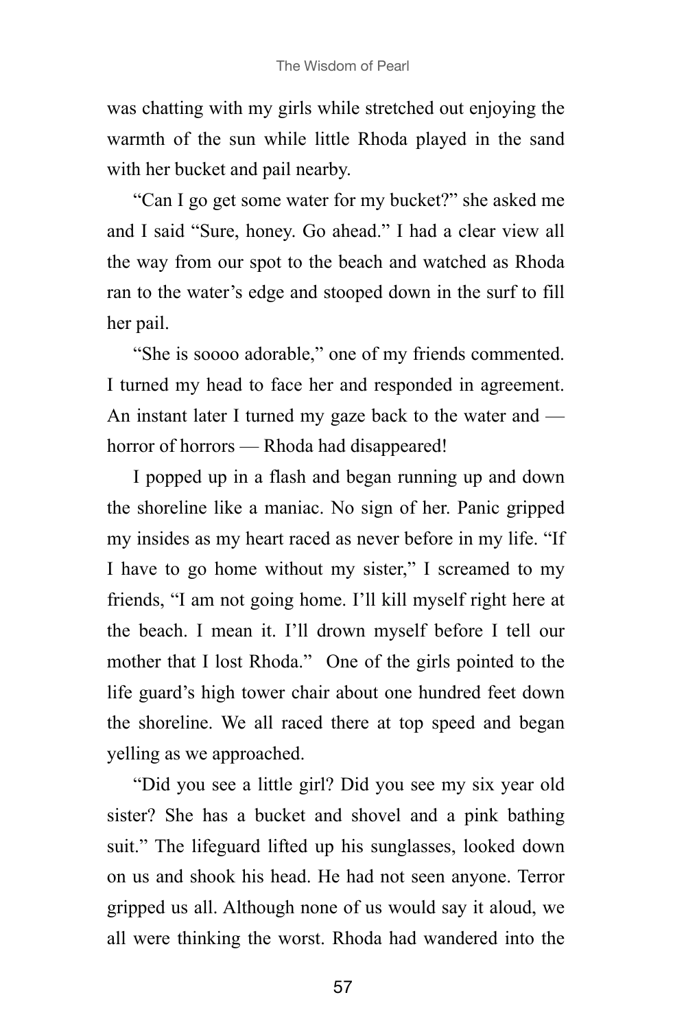was chatting with my girls while stretched out enjoying the warmth of the sun while little Rhoda played in the sand with her bucket and pail nearby.

"Can I go get some water for my bucket?" she asked me and I said "Sure, honey. Go ahead." I had a clear view all the way from our spot to the beach and watched as Rhoda ran to the water's edge and stooped down in the surf to fill her pail.

"She is soooo adorable," one of my friends commented. I turned my head to face her and responded in agreement. An instant later I turned my gaze back to the water and — horror of horrors — Rhoda had disappeared!

I popped up in a flash and began running up and down the shoreline like a maniac. No sign of her. Panic gripped my insides as my heart raced as never before in my life. "If I have to go home without my sister," I screamed to my friends, "I am not going home. I'll kill myself right here at the beach. I mean it. I'll drown myself before I tell our mother that I lost Rhoda." One of the girls pointed to the life guard's high tower chair about one hundred feet down the shoreline. We all raced there at top speed and began yelling as we approached.

"Did you see a little girl? Did you see my six year old sister? She has a bucket and shovel and a pink bathing suit." The lifeguard lifted up his sunglasses, looked down on us and shook his head. He had not seen anyone. Terror gripped us all. Although none of us would say it aloud, we all were thinking the worst. Rhoda had wandered into the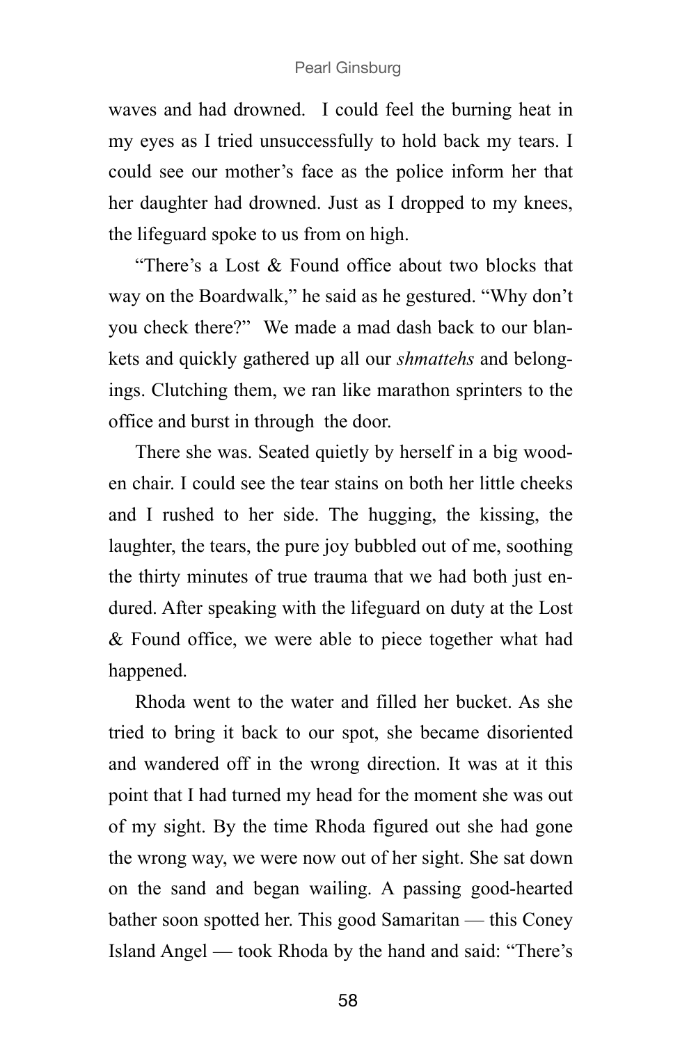waves and had drowned. I could feel the burning heat in my eyes as I tried unsuccessfully to hold back my tears. I could see our mother's face as the police inform her that her daughter had drowned. Just as I dropped to my knees, the lifeguard spoke to us from on high.

"There's a Lost & Found office about two blocks that way on the Boardwalk," he said as he gestured. "Why don't you check there?" We made a mad dash back to our blankets and quickly gathered up all our *shmattehs* and belongings. Clutching them, we ran like marathon sprinters to the office and burst in through the door.

There she was. Seated quietly by herself in a big wooden chair. I could see the tear stains on both her little cheeks and I rushed to her side. The hugging, the kissing, the laughter, the tears, the pure joy bubbled out of me, soothing the thirty minutes of true trauma that we had both just endured. After speaking with the lifeguard on duty at the Lost & Found office, we were able to piece together what had happened.

Rhoda went to the water and filled her bucket. As she tried to bring it back to our spot, she became disoriented and wandered off in the wrong direction. It was at it this point that I had turned my head for the moment she was out of my sight. By the time Rhoda figured out she had gone the wrong way, we were now out of her sight. She sat down on the sand and began wailing. A passing good-hearted bather soon spotted her. This good Samaritan — this Coney Island Angel — took Rhoda by the hand and said: "There's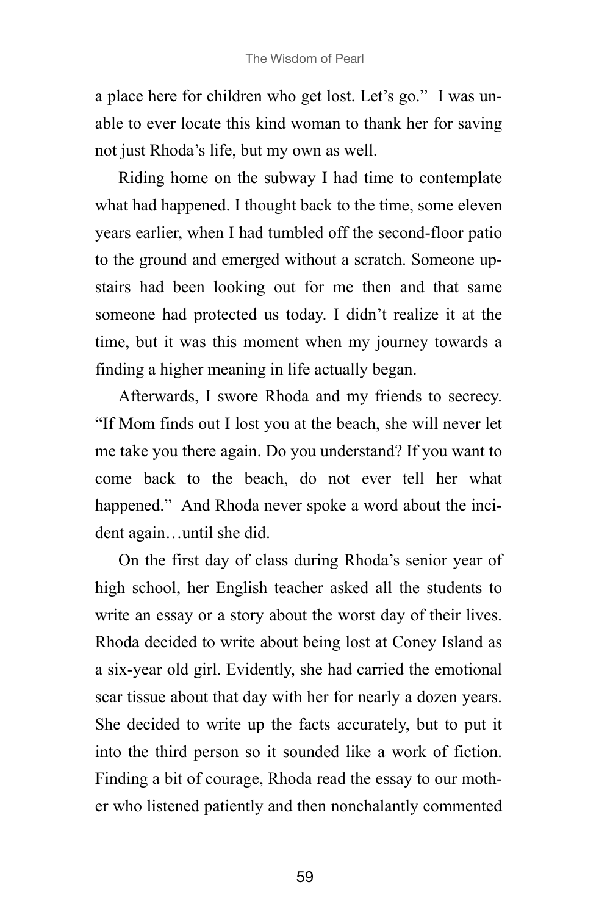a place here for children who get lost. Let's go." I was unable to ever locate this kind woman to thank her for saving not just Rhoda's life, but my own as well.

Riding home on the subway I had time to contemplate what had happened. I thought back to the time, some eleven years earlier, when I had tumbled off the second-floor patio to the ground and emerged without a scratch. Someone upstairs had been looking out for me then and that same someone had protected us today. I didn't realize it at the time, but it was this moment when my journey towards a finding a higher meaning in life actually began.

Afterwards, I swore Rhoda and my friends to secrecy. "If Mom finds out I lost you at the beach, she will never let me take you there again. Do you understand? If you want to come back to the beach, do not ever tell her what happened." And Rhoda never spoke a word about the incident again…until she did.

On the first day of class during Rhoda's senior year of high school, her English teacher asked all the students to write an essay or a story about the worst day of their lives. Rhoda decided to write about being lost at Coney Island as a six-year old girl. Evidently, she had carried the emotional scar tissue about that day with her for nearly a dozen years. She decided to write up the facts accurately, but to put it into the third person so it sounded like a work of fiction. Finding a bit of courage, Rhoda read the essay to our mother who listened patiently and then nonchalantly commented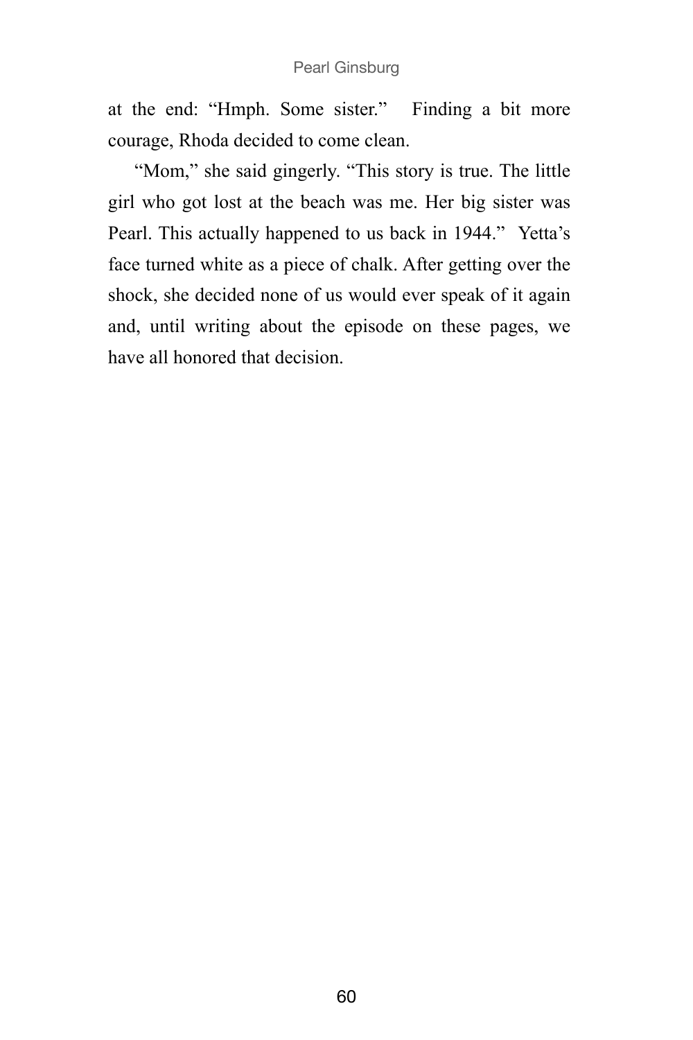at the end: "Hmph. Some sister." Finding a bit more courage, Rhoda decided to come clean.

"Mom," she said gingerly. "This story is true. The little girl who got lost at the beach was me. Her big sister was Pearl. This actually happened to us back in 1944." Yetta's face turned white as a piece of chalk. After getting over the shock, she decided none of us would ever speak of it again and, until writing about the episode on these pages, we have all honored that decision.